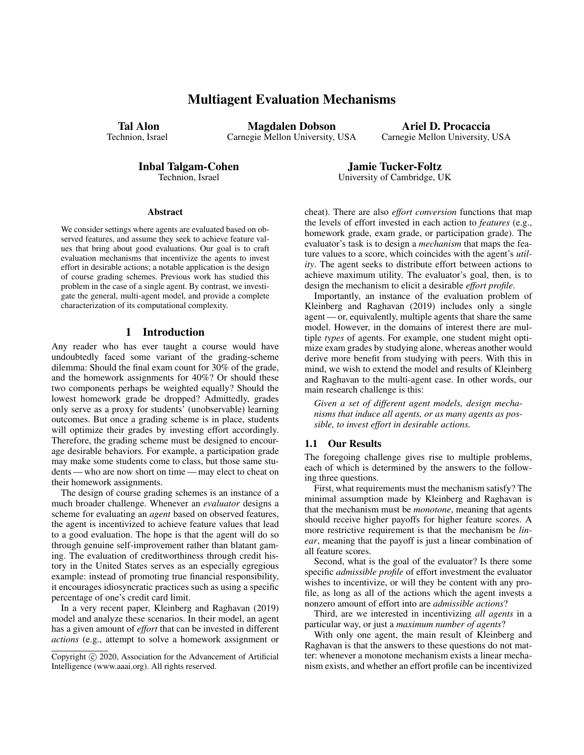# Multiagent Evaluation Mechanisms

**Tal Alon**
Technion, Israel

**Magdalen Dobson**
Carnegie Mellon University, USA

**Ariel D. Procaccia**
Carnegie Mellon University, USA

**Inbal Talgam-Cohen**
Technion, Israel

**Jamie Tucker-Foltz**
University of Cambridge, UK

## Abstract

We consider settings where agents are evaluated based on observed features, and assume they seek to achieve feature values that bring about good evaluations. Our goal is to craft evaluation mechanisms that incentivize the agents to invest effort in desirable actions; a notable application is the design of course grading schemes. Previous work has studied this problem in the case of a single agent. By contrast, we investigate the general, multi-agent model, and provide a complete characterization of its computational complexity.

## 1 Introduction

Any reader who has ever taught a course would have undoubtedly faced some variant of the grading-scheme dilemma: Should the final exam count for 30% of the grade, and the homework assignments for 40%? Or should these two components perhaps be weighted equally? Should the lowest homework grade be dropped? Admittedly, grades only serve as a proxy for students' (unobservable) learning outcomes. But once a grading scheme is in place, students will optimize their grades by investing effort accordingly. Therefore, the grading scheme must be designed to encourage desirable behaviors. For example, a participation grade may make some students come to class, but those same students — who are now short on time — may elect to cheat on their homework assignments.

The design of course grading schemes is an instance of a much broader challenge. Whenever an *evaluator* designs a scheme for evaluating an *agent* based on observed features, the agent is incentivized to achieve feature values that lead to a good evaluation. The hope is that the agent will do so through genuine self-improvement rather than blatant gaming. The evaluation of creditworthiness through credit history in the United States serves as an especially egregious example: instead of promoting true financial responsibility, it encourages idiosyncratic practices such as using a specific percentage of one's credit card limit.

In a very recent paper, Kleinberg and Raghavan (2019) model and analyze these scenarios. In their model, an agent has a given amount of *effort* that can be invested in different *actions* (e.g., attempt to solve a homework assignment or cheat). There are also *effort conversion* functions that map the levels of effort invested in each action to *features* (e.g., homework grade, exam grade, or participation grade). The evaluator's task is to design a *mechanism* that maps the feature values to a score, which coincides with the agent's *utility*. The agent seeks to distribute effort between actions to achieve maximum utility. The evaluator's goal, then, is to design the mechanism to elicit a desirable *effort profile*.

Importantly, an instance of the evaluation problem of Kleinberg and Raghavan (2019) includes only a single agent — or, equivalently, multiple agents that share the same model. However, in the domains of interest there are multiple *types* of agents. For example, one student might optimize exam grades by studying alone, whereas another would derive more benefit from studying with peers. With this in mind, we wish to extend the model and results of Kleinberg and Raghavan to the multi-agent case. In other words, our main research challenge is this:

*Given a set of different agent models, design mechanisms that induce all agents, or as many agents as possible, to invest effort in desirable actions.*

### 1.1 Our Results

The foregoing challenge gives rise to multiple problems, each of which is determined by the answers to the following three questions.

First, what requirements must the mechanism satisfy? The minimal assumption made by Kleinberg and Raghavan is that the mechanism must be *monotone*, meaning that agents should receive higher payoffs for higher feature scores. A more restrictive requirement is that the mechanism be *linear*, meaning that the payoff is just a linear combination of all feature scores.

Second, what is the goal of the evaluator? Is there some specific *admissible profile* of effort investment the evaluator wishes to incentivize, or will they be content with any profile, as long as all of the actions which the agent invests a nonzero amount of effort into are *admissible actions*?

Third, are we interested in incentivizing *all agents* in a particular way, or just a *maximum number of agents*?

With only one agent, the main result of Kleinberg and Raghavan is that the answers to these questions do not matter: whenever a monotone mechanism exists a linear mechanism exists, and whether an effort profile can be incentivized

Copyright © 2020, Association for the Advancement of Artificial Intelligence (www.aaai.org). All rights reserved.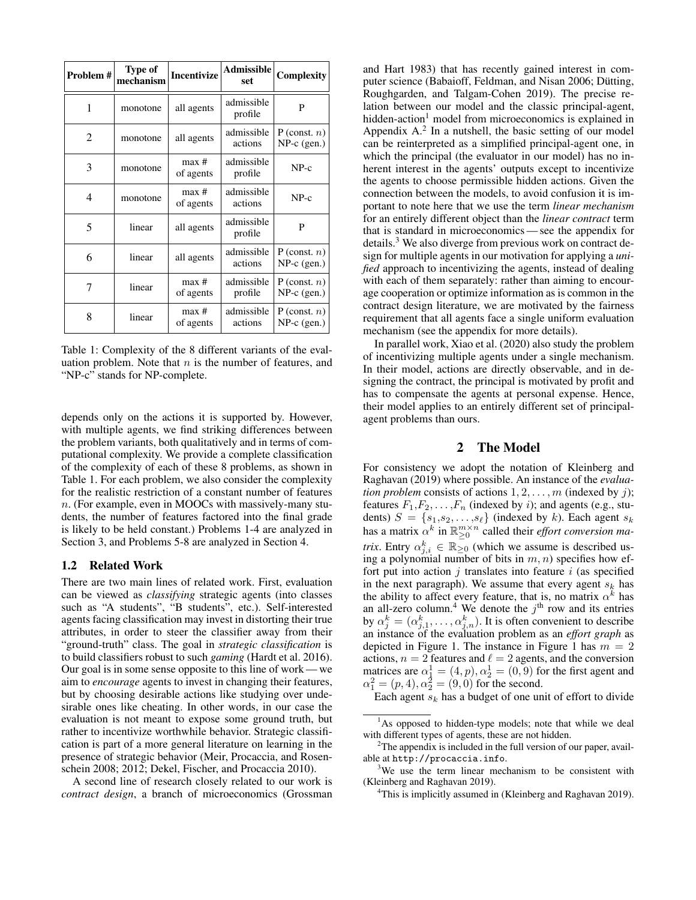| Problem # | Type of mechanism | Incentivize | Admissible set | Complexity |
|---|---|---|---|---|
| 1 | monotone | all agents | admissible profile | P |
| 2 | monotone | all agents | admissible actions | P (const. $n$) NP-c (gen.) |
| 3 | monotone | max # of agents | admissible profile | NP-c |
| 4 | monotone | max # of agents | admissible actions | NP-c |
| 5 | linear | all agents | admissible profile | P |
| 6 | linear | all agents | admissible actions | P (const. $n$) NP-c (gen.) |
| 7 | linear | max # of agents | admissible profile | P (const. $n$) NP-c (gen.) |
| 8 | linear | max # of agents | admissible actions | P (const. $n$) NP-c (gen.) |

Table 1: Complexity of the 8 different variants of the evaluation problem. Note that $n$ is the number of features, and "NP-c" stands for NP-complete.

depends only on the actions it is supported by. However, with multiple agents, we find striking differences between the problem variants, both qualitatively and in terms of computational complexity. We provide a complete classification of the complexity of each of these 8 problems, as shown in Table 1. For each problem, we also consider the complexity for the realistic restriction of a constant number of features $n$. (For example, even in MOOCs with massively-many students, the number of features factored into the final grade is likely to be held constant.) Problems 1-4 are analyzed in Section 3, and Problems 5-8 are analyzed in Section 4.

## 1.2 Related Work

There are two main lines of related work. First, evaluation can be viewed as *classifying* strategic agents (into classes such as "A students", "B students", etc.). Self-interested agents facing classification may invest in distorting their true attributes, in order to steer the classifier away from their "ground-truth" class. The goal in *strategic classification* is to build classifiers robust to such *gaming* (Hardt et al. 2016). Our goal is in some sense opposite to this line of work — we aim to *encourage* agents to invest in changing their features, but by choosing desirable actions like studying over undesirable ones like cheating. In other words, in our case the evaluation is not meant to expose some ground truth, but rather to incentivize worthwhile behavior. Strategic classification is part of a more general literature on learning in the presence of strategic behavior (Meir, Procaccia, and Rosenschein 2008; 2012; Dekel, Fischer, and Procaccia 2010).

A second line of research closely related to our work is *contract design*, a branch of microeconomics (Grossman and Hart 1983) that has recently gained interest in computer science (Babaioff, Feldman, and Nisan 2006; Dütting, Roughgarden, and Talgam-Cohen 2019). The precise relation between our model and the classic principal-agent, hidden-action[1] model from microeconomics is explained in Appendix A.[2] In a nutshell, the basic setting of our model can be reinterpreted as a simplified principal-agent one, in which the principal (the evaluator in our model) has no inherent interest in the agents' outputs except to incentivize the agents to choose permissible hidden actions. Given the connection between the models, to avoid confusion it is important to note here that we use the term *linear mechanism* for an entirely different object than the *linear contract* term that is standard in microeconomics — see the appendix for details.[3] We also diverge from previous work on contract design for multiple agents in our motivation for applying a *unified* approach to incentivizing the agents, instead of dealing with each of them separately: rather than aiming to encourage cooperation or optimize information as is common in the contract design literature, we are motivated by the fairness requirement that all agents face a single uniform evaluation mechanism (see the appendix for more details).

In parallel work, Xiao et al. (2020) also study the problem of incentivizing multiple agents under a single mechanism. In their model, actions are directly observable, and in designing the contract, the principal is motivated by profit and has to compensate the agents at personal expense. Hence, their model applies to an entirely different set of principal-agent problems than ours.

# 2 The Model

For consistency we adopt the notation of Kleinberg and Raghavan (2019) where possible. An instance of the *evaluation problem* consists of actions $1, 2, \ldots, m$ (indexed by $j$); features $F_1, F_2, \ldots, F_n$ (indexed by $i$); and agents (e.g., students) $S = \{s_1, s_2, \ldots, s_\ell\}$ (indexed by $k$). Each agent $s_k$ has a matrix $\alpha^k$ in $\mathbb{R}_{\geq 0}^{m \times n}$ called their *effort conversion matrix*. Entry $\alpha_{j,i}^k \in \mathbb{R}_{\geq 0}$ (which we assume is described using a polynomial number of bits in $m, n$) specifies how effort put into action $j$ translates into feature $i$ (as specified in the next paragraph). We assume that every agent $s_k$ has the ability to affect every feature, that is, no matrix $\alpha^k$ has an all-zero column.[4] We denote the $j^{\text{th}}$ row and its entries by $\alpha_j^k = (\alpha_{j,1}^k, \ldots, \alpha_{j,n}^k)$. It is often convenient to describe an instance of the evaluation problem as an *effort graph* as depicted in Figure 1. The instance in Figure 1 has $m = 2$ actions, $n = 2$ features and $\ell = 2$ agents, and the conversion matrices are $\alpha_1^1 = (4, p), \alpha_2^1 = (0, 9)$ for the first agent and $\alpha_1^2 = (p, 4), \alpha_2^2 = (9, 0)$ for the second.

Each agent $s_k$ has a budget of one unit of effort to divide

[1] As opposed to hidden-type models; note that while we deal with different types of agents, these are not hidden.

[2] The appendix is included in the full version of our paper, available at http://procaccia.info.

[3] We use the term linear mechanism to be consistent with (Kleinberg and Raghavan 2019).

[4] This is implicitly assumed in (Kleinberg and Raghavan 2019).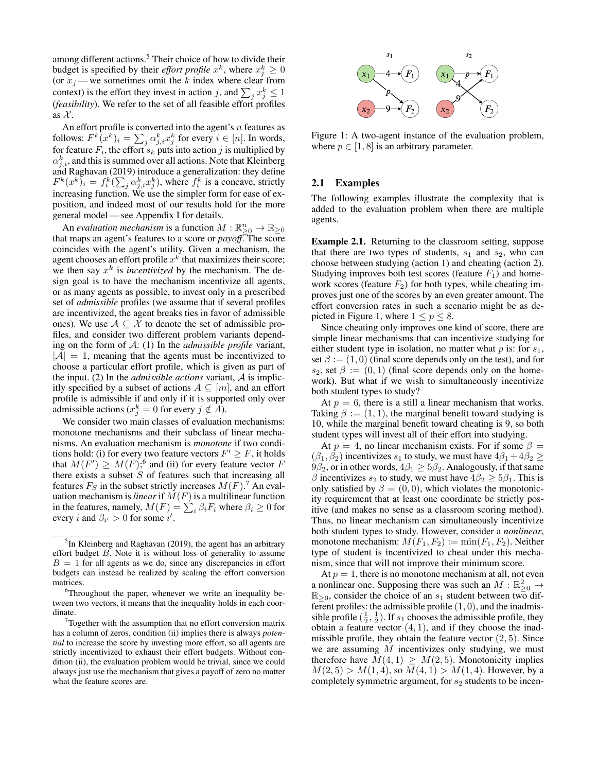among different actions.[5] Their choice of how to divide their budget is specified by their *effort profile* $x^k$, where $x^k_j \geq 0$ (or $x_j$ — we sometimes omit the $k$ index where clear from context) is the effort they invest in action $j$, and $\sum_j x^k_j \leq 1$ (*feasibility*). We refer to the set of all feasible effort profiles as $\mathcal{X}$.

An effort profile is converted into the agent's $n$ features as follows: $F^k(x^k)_i = \sum_j \alpha^k_{j,i} x^k_j$ for every $i \in [n]$. In words, for feature $F_i$, the effort $s_k$ puts into action $j$ is multiplied by $\alpha^k_{j,i}$, and this is summed over all actions. Note that Kleinberg and Raghavan (2019) introduce a generalization: they define $F^k(x^k)_i = f^k_i(\sum_j \alpha^k_{j,i} x^k_j)$, where $f^k_i$ is a concave, strictly increasing function. We use the simpler form for ease of exposition, and indeed most of our results hold for the more general model — see Appendix I for details.

An *evaluation mechanism* is a function $M : \mathbb{R}^n_{\geq 0} \to \mathbb{R}_{\geq 0}$ that maps an agent's features to a score or *payoff*. The score coincides with the agent's utility. Given a mechanism, the agent chooses an effort profile $x^k$ that maximizes their score; we then say $x^k$ is *incentivized* by the mechanism. The design goal is to have the mechanism incentivize all agents, or as many agents as possible, to invest only in a prescribed set of *admissible* profiles (we assume that if several profiles are incentivized, the agent breaks ties in favor of admissible ones). We use $\mathcal{A} \subseteq \mathcal{X}$ to denote the set of admissible profiles, and consider two different problem variants depending on the form of $\mathcal{A}$: (1) In the *admissible profile* variant, $|\mathcal{A}| = 1$, meaning that the agents must be incentivized to choose a particular effort profile, which is given as part of the input. (2) In the *admissible actions* variant, $\mathcal{A}$ is implicitly specified by a subset of actions $A \subseteq [m]$, and an effort profile is admissible if and only if it is supported only over admissible actions ($x^k_j = 0$ for every $j \notin A$).

We consider two main classes of evaluation mechanisms: monotone mechanisms and their subclass of linear mechanisms. An evaluation mechanism is *monotone* if two conditions hold: (i) for every two feature vectors $F' \geq F$, it holds that $M(F') \geq M(F)$;[6] and (ii) for every feature vector $F$ there exists a subset $S$ of features such that increasing all features $F_S$ in the subset strictly increases $M(F)$.[7] An evaluation mechanism is *linear* if $M(F)$ is a multilinear function in the features, namely, $M(F) = \sum_i \beta_i F_i$ where $\beta_i \geq 0$ for every $i$ and $\beta_{i'} > 0$ for some $i'$.

[5] In Kleinberg and Raghavan (2019), the agent has an arbitrary effort budget $B$. Note it is without loss of generality to assume $B = 1$ for all agents as we do, since any discrepancies in effort budgets can instead be realized by scaling the effort conversion matrices.

[6] Throughout the paper, whenever we write an inequality between two vectors, it means that the inequality holds in each coordinate.

[7] Together with the assumption that no effort conversion matrix has a column of zeros, condition (ii) implies there is always *potential* to increase the score by investing more effort, so all agents are strictly incentivized to exhaust their effort budgets. Without condition (ii), the evaluation problem would be trivial, since we could always just use the mechanism that gives a payoff of zero no matter what the feature scores are.

Figure 1: A two-agent instance of the evaluation problem, where $p \in [1, 8]$ is an arbitrary parameter.

## 2.1 Examples

The following examples illustrate the complexity that is added to the evaluation problem when there are multiple agents.

**Example 2.1.** Returning to the classroom setting, suppose that there are two types of students, $s_1$ and $s_2$, who can choose between studying (action 1) and cheating (action 2). Studying improves both test scores (feature $F_1$) and homework scores (feature $F_2$) for both types, while cheating improves just one of the scores by an even greater amount. The effort conversion rates in such a scenario might be as depicted in Figure 1, where $1 \leq p \leq 8$.

Since cheating only improves one kind of score, there are simple linear mechanisms that can incentivize studying for either student type in isolation, no matter what $p$ is: for $s_1$, set $\beta := (1, 0)$ (final score depends only on the test), and for $s_2$, set $\beta := (0, 1)$ (final score depends only on the homework). But what if we wish to simultaneously incentivize both student types to study?

At $p = 6$, there is a still a linear mechanism that works. Taking $\beta := (1, 1)$, the marginal benefit toward studying is 10, while the marginal benefit toward cheating is 9, so both student types will invest all of their effort into studying.

At $p = 4$, no linear mechanism exists. For if some $\beta = (\beta_1, \beta_2)$ incentivizes $s_1$ to study, we must have $4\beta_1 + 4\beta_2 \geq 9\beta_2$, or in other words, $4\beta_1 \geq 5\beta_2$. Analogously, if that same $\beta$ incentivizes $s_2$ to study, we must have $4\beta_2 \geq 5\beta_1$. This is only satisfied by $\beta = (0, 0)$, which violates the monotonicity requirement that at least one coordinate be strictly positive (and makes no sense as a classroom scoring method). Thus, no linear mechanism can simultaneously incentivize both student types to study. However, consider a *nonlinear*, monotone mechanism: $M(F_1, F_2) := \min(F_1, F_2)$. Neither type of student is incentivized to cheat under this mechanism, since that will not improve their minimum score.

At $p = 1$, there is no monotone mechanism at all, not even a nonlinear one. Supposing there was such an $M : \mathbb{R}^2_{\geq 0} \to \mathbb{R}_{\geq 0}$, consider the choice of an $s_1$ student between two different profiles: the admissible profile $(1, 0)$, and the inadmissible profile $(\frac{1}{2}, \frac{1}{2})$. If $s_1$ chooses the admissible profile, they obtain a feature vector $(4, 1)$, and if they choose the inadmissible profile, they obtain the feature vector $(2, 5)$. Since we are assuming $M$ incentivizes only studying, we must therefore have $M(4, 1) \geq M(2, 5)$. Monotonicity implies $M(2, 5) > M(1, 4)$, so $M(4, 1) > M(1, 4)$. However, by a completely symmetric argument, for $s_2$ students to be incen-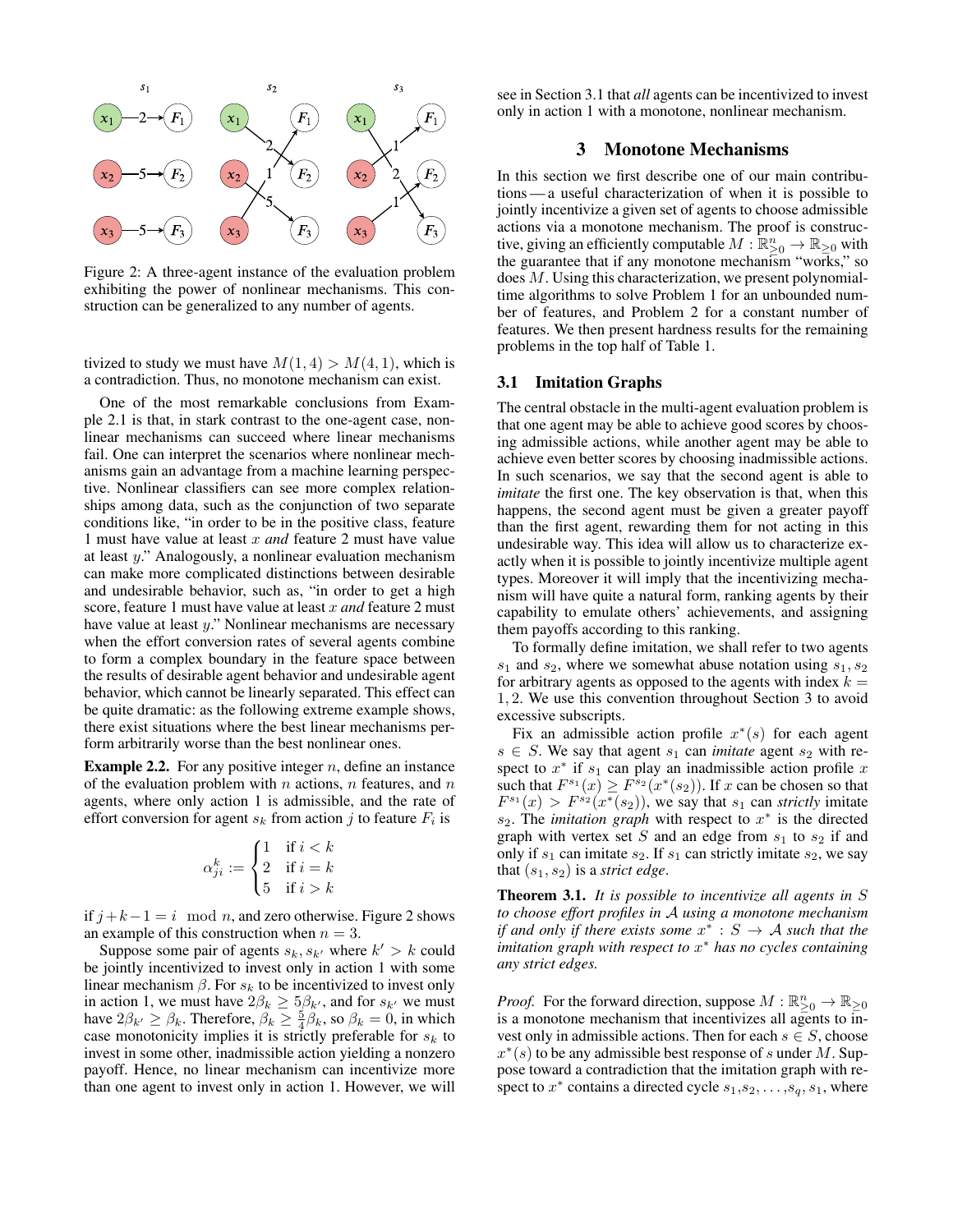Figure 2: A three-agent instance of the evaluation problem exhibiting the power of nonlinear mechanisms. This construction can be generalized to any number of agents.

tivized to study we must have $M(1, 4) > M(4, 1)$, which is a contradiction. Thus, no monotone mechanism can exist.

One of the most remarkable conclusions from Example 2.1 is that, in stark contrast to the one-agent case, nonlinear mechanisms can succeed where linear mechanisms fail. One can interpret the scenarios where nonlinear mechanisms gain an advantage from a machine learning perspective. Nonlinear classifiers can see more complex relationships among data, such as the conjunction of two separate conditions like, "in order to be in the positive class, feature 1 must have value at least $x$ *and* feature 2 must have value at least $y$." Analogously, a nonlinear evaluation mechanism can make more complicated distinctions between desirable and undesirable behavior, such as, "in order to get a high score, feature 1 must have value at least $x$ *and* feature 2 must have value at least $y$." Nonlinear mechanisms are necessary when the effort conversion rates of several agents combine to form a complex boundary in the feature space between the results of desirable agent behavior and undesirable agent behavior, which cannot be linearly separated. This effect can be quite dramatic: as the following extreme example shows, there exist situations where the best linear mechanisms perform arbitrarily worse than the best nonlinear ones.

**Example 2.2.** For any positive integer $n$, define an instance of the evaluation problem with $n$ actions, $n$ features, and $n$ agents, where only action 1 is admissible, and the rate of effort conversion for agent $s_k$ from action $j$ to feature $F_i$ is

$$\alpha^k_{ji} := \begin{cases} 1 & \text{if } i < k \\ 2 & \text{if } i = k \\ 5 & \text{if } i > k \end{cases}$$

if $j + k - 1 = i \mod n$, and zero otherwise. Figure 2 shows an example of this construction when $n = 3$.

Suppose some pair of agents $s_k, s_{k'}$ where $k' > k$ could be jointly incentivized to invest only in action 1 with some linear mechanism $\beta$. For $s_k$ to be incentivized to invest only in action 1, we must have $2\beta_k \geq 5\beta_{k'}$, and for $s_{k'}$ we must have $2\beta_{k'} \geq \beta_k$. Therefore, $\beta_k \geq \frac{5}{4}\beta_k$, so $\beta_k = 0$, in which case monotonicity implies it is strictly preferable for $s_k$ to invest in some other, inadmissible action yielding a nonzero payoff. Hence, no linear mechanism can incentivize more than one agent to invest only in action 1. However, we will see in Section 3.1 that *all* agents can be incentivized to invest only in action 1 with a monotone, nonlinear mechanism.

## 3 Monotone Mechanisms

In this section we first describe one of our main contributions — a useful characterization of when it is possible to jointly incentivize a given set of agents to choose admissible actions via a monotone mechanism. The proof is constructive, giving an efficiently computable $M : \mathbb{R}^n_{\geq 0} \to \mathbb{R}_{\geq 0}$ with the guarantee that if any monotone mechanism "works," so does $M$. Using this characterization, we present polynomial-time algorithms to solve Problem 1 for an unbounded number of features, and Problem 2 for a constant number of features. We then present hardness results for the remaining problems in the top half of Table 1.

### 3.1 Imitation Graphs

The central obstacle in the multi-agent evaluation problem is that one agent may be able to achieve good scores by choosing admissible actions, while another agent may be able to achieve even better scores by choosing inadmissible actions. In such scenarios, we say that the second agent is able to *imitate* the first one. The key observation is that, when this happens, the second agent must be given a greater payoff than the first agent, rewarding them for not acting in this undesirable way. This idea will allow us to characterize exactly when it is possible to jointly incentivize multiple agent types. Moreover it will imply that the incentivizing mechanism will have quite a natural form, ranking agents by their capability to emulate others' achievements, and assigning them payoffs according to this ranking.

To formally define imitation, we shall refer to two agents $s_1$ and $s_2$, where we somewhat abuse notation using $s_1, s_2$ for arbitrary agents as opposed to the agents with index $k = 1, 2$. We use this convention throughout Section 3 to avoid excessive subscripts.

Fix an admissible action profile $x^*(s)$ for each agent $s \in S$. We say that agent $s_1$ can *imitate* agent $s_2$ with respect to $x^*$ if $s_1$ can play an inadmissible action profile $x$ such that $F^{s_1}(x) \geq F^{s_2}(x^*(s_2))$. If $x$ can be chosen so that $F^{s_1}(x) > F^{s_2}(x^*(s_2))$, we say that $s_1$ can *strictly* imitate $s_2$. The *imitation graph* with respect to $x^*$ is the directed graph with vertex set $S$ and an edge from $s_1$ to $s_2$ if and only if $s_1$ can imitate $s_2$. If $s_1$ can strictly imitate $s_2$, we say that $(s_1, s_2)$ is a *strict edge*.

**Theorem 3.1.** *It is possible to incentivize all agents in $S$ to choose effort profiles in $\mathcal{A}$ using a monotone mechanism if and only if there exists some $x^* : S \to \mathcal{A}$ such that the imitation graph with respect to $x^*$ has no cycles containing any strict edges.*

*Proof.* For the forward direction, suppose $M : \mathbb{R}^n_{\geq 0} \to \mathbb{R}_{\geq 0}$ is a monotone mechanism that incentivizes all agents to invest only in admissible actions. Then for each $s \in S$, choose $x^*(s)$ to be any admissible best response of $s$ under $M$. Suppose toward a contradiction that the imitation graph with respect to $x^*$ contains a directed cycle $s_1, s_2, \ldots, s_q, s_1$, where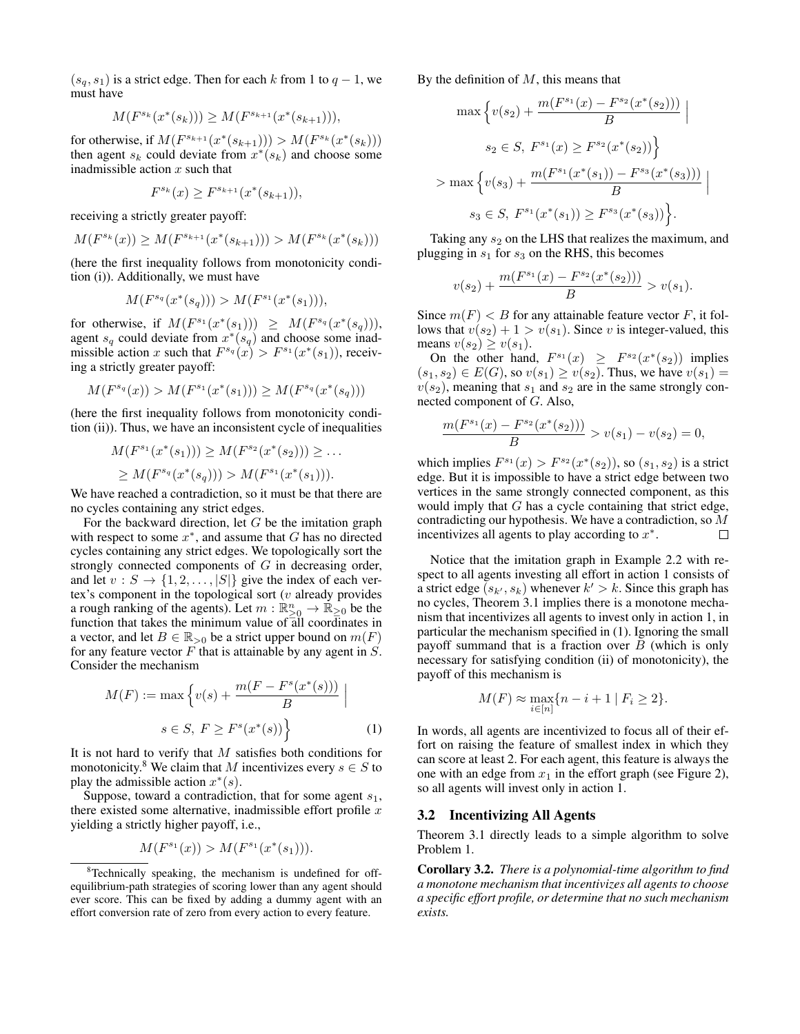$(s_q, s_1)$ is a strict edge. Then for each $k$ from 1 to $q-1$, we must have

$$M(F^{s_k}(x^*(s_k))) \geq M(F^{s_{k+1}}(x^*(s_{k+1}))),$$

for otherwise, if $M(F^{s_{k+1}}(x^*(s_{k+1}))) > M(F^{s_k}(x^*(s_k)))$ then agent $s_k$ could deviate from $x^*(s_k)$ and choose some inadmissible action $x$ such that

$$F^{s_k}(x) \geq F^{s_{k+1}}(x^*(s_{k+1})),$$

receiving a strictly greater payoff:

$$M(F^{s_k}(x)) \geq M(F^{s_{k+1}}(x^*(s_{k+1}))) > M(F^{s_k}(x^*(s_k)))$$

(here the first inequality follows from monotonicity condition (i)). Additionally, we must have

$$M(F^{s_q}(x^*(s_q))) > M(F^{s_1}(x^*(s_1))),$$

for otherwise, if $M(F^{s_1}(x^*(s_1))) \geq M(F^{s_q}(x^*(s_q)))$, agent $s_q$ could deviate from $x^*(s_q)$ and choose some inadmissible action $x$ such that $F^{s_q}(x) > F^{s_1}(x^*(s_1))$, receiving a strictly greater payoff:

$$M(F^{s_q}(x)) > M(F^{s_1}(x^*(s_1))) \geq M(F^{s_q}(x^*(s_q)))$$

(here the first inequality follows from monotonicity condition (ii)). Thus, we have an inconsistent cycle of inequalities

$$\begin{aligned} M(F^{s_1}(x^*(s_1))) &\geq M(F^{s_2}(x^*(s_2))) \geq \dots \\ &\geq M(F^{s_q}(x^*(s_q))) > M(F^{s_1}(x^*(s_1))). \end{aligned}$$

We have reached a contradiction, so it must be that there are no cycles containing any strict edges.

For the backward direction, let $G$ be the imitation graph with respect to some $x^*$, and assume that $G$ has no directed cycles containing any strict edges. We topologically sort the strongly connected components of $G$ in decreasing order, and let $v : S \to \{1, 2, \dots, |S|\}$ give the index of each vertex's component in the topological sort ($v$ already provides a rough ranking of the agents). Let $m : \mathbb{R}^n_{\geq 0} \to \mathbb{R}_{\geq 0}$ be the function that takes the minimum value of all coordinates in a vector, and let $B \in \mathbb{R}_{>0}$ be a strict upper bound on $m(F)$ for any feature vector $F$ that is attainable by any agent in $S$. Consider the mechanism

$$M(F) := \max \Big\{ v(s) + \frac{m(F - F^s(x^*(s)))}{B} \;\Big|\; s \in S,\ F \geq F^s(x^*(s)) \Big\} \tag{1}$$

It is not hard to verify that $M$ satisfies both conditions for monotonicity.[8] We claim that $M$ incentivizes every $s \in S$ to play the admissible action $x^*(s)$.

Suppose, toward a contradiction, that for some agent $s_1$, there existed some alternative, inadmissible effort profile $x$ yielding a strictly higher payoff, i.e.,

$$M(F^{s_1}(x)) > M(F^{s_1}(x^*(s_1))).$$

[8]Technically speaking, the mechanism is undefined for off-equilibrium-path strategies of scoring lower than any agent should ever score. This can be fixed by adding a dummy agent with an effort conversion rate of zero from every action to every feature.

By the definition of $M$, this means that

$$\begin{aligned} &\max \Big\{ v(s_2) + \frac{m(F^{s_1}(x) - F^{s_2}(x^*(s_2)))}{B} \;\Big|\; s_2 \in S,\ F^{s_1}(x) \geq F^{s_2}(x^*(s_2)) \Big\} \\ &> \max \Big\{ v(s_3) + \frac{m(F^{s_1}(x^*(s_1)) - F^{s_3}(x^*(s_3)))}{B} \;\Big|\; s_3 \in S,\ F^{s_1}(x^*(s_1)) \geq F^{s_3}(x^*(s_3)) \Big\}. \end{aligned}$$

Taking any $s_2$ on the LHS that realizes the maximum, and plugging in $s_1$ for $s_3$ on the RHS, this becomes

$$v(s_2) + \frac{m(F^{s_1}(x) - F^{s_2}(x^*(s_2)))}{B} > v(s_1).$$

Since $m(F) < B$ for any attainable feature vector $F$, it follows that $v(s_2) + 1 > v(s_1)$. Since $v$ is integer-valued, this means $v(s_2) \geq v(s_1)$.

On the other hand, $F^{s_1}(x) \geq F^{s_2}(x^*(s_2))$ implies $(s_1, s_2) \in E(G)$, so $v(s_1) \geq v(s_2)$. Thus, we have $v(s_1) = v(s_2)$, meaning that $s_1$ and $s_2$ are in the same strongly connected component of $G$. Also,

$$\frac{m(F^{s_1}(x) - F^{s_2}(x^*(s_2)))}{B} > v(s_1) - v(s_2) = 0,$$

which implies $F^{s_1}(x) > F^{s_2}(x^*(s_2))$, so $(s_1, s_2)$ is a strict edge. But it is impossible to have a strict edge between two vertices in the same strongly connected component, as this would imply that $G$ has a cycle containing that strict edge, contradicting our hypothesis. We have a contradiction, so $M$ incentivizes all agents to play according to $x^*$. □

Notice that the imitation graph in Example 2.2 with respect to all agents investing all effort in action 1 consists of a strict edge $(s_{k'}, s_k)$ whenever $k' > k$. Since this graph has no cycles, Theorem 3.1 implies there is a monotone mechanism that incentivizes all agents to invest only in action 1, in particular the mechanism specified in (1). Ignoring the small payoff summand that is a fraction over $B$ (which is only necessary for satisfying condition (ii) of monotonicity), the payoff of this mechanism is

$$M(F) \approx \max_{i \in [n]} \{ n - i + 1 \mid F_i \geq 2 \}.$$

In words, all agents are incentivized to focus all of their effort on raising the feature of smallest index in which they can score at least 2. For each agent, this feature is always the one with an edge from $x_1$ in the effort graph (see Figure 2), so all agents will invest only in action 1.

### 3.2 Incentivizing All Agents

Theorem 3.1 directly leads to a simple algorithm to solve Problem 1.

**Corollary 3.2.** *There is a polynomial-time algorithm to find a monotone mechanism that incentivizes all agents to choose a specific effort profile, or determine that no such mechanism exists.*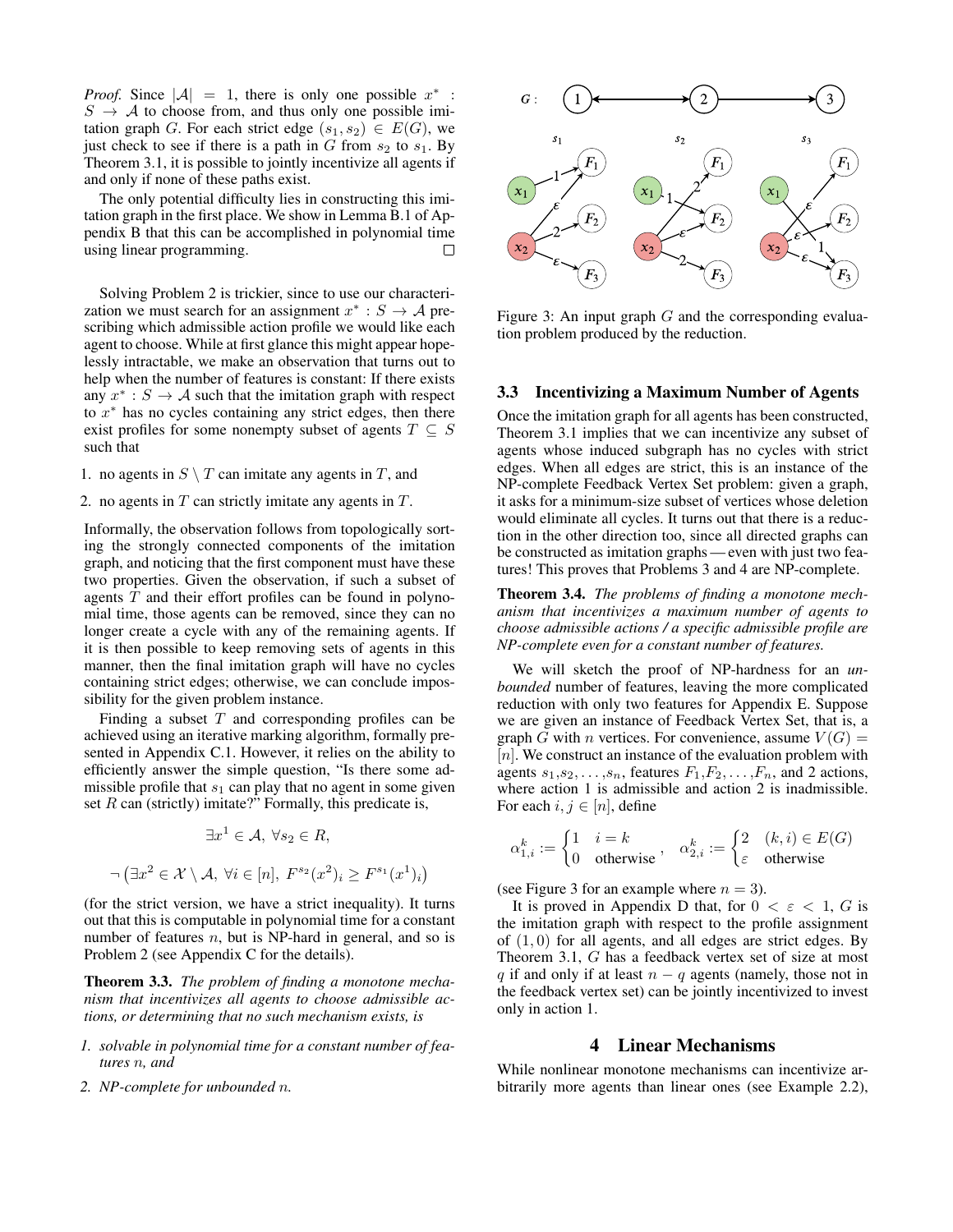*Proof.* Since $|\mathcal{A}| = 1$, there is only one possible $x^* : S \to \mathcal{A}$ to choose from, and thus only one possible imitation graph $G$. For each strict edge $(s_1, s_2) \in E(G)$, we just check to see if there is a path in $G$ from $s_2$ to $s_1$. By Theorem 3.1, it is possible to jointly incentivize all agents if and only if none of these paths exist.

The only potential difficulty lies in constructing this imitation graph in the first place. We show in Lemma B.1 of Appendix B that this can be accomplished in polynomial time using linear programming. □

Solving Problem 2 is trickier, since to use our characterization we must search for an assignment $x^* : S \to \mathcal{A}$ prescribing which admissible action profile we would like each agent to choose. While at first glance this might appear hopelessly intractable, we make an observation that turns out to help when the number of features is constant: If there exists any $x^* : S \to \mathcal{A}$ such that the imitation graph with respect to $x^*$ has no cycles containing any strict edges, then there exist profiles for some nonempty subset of agents $T \subseteq S$ such that

1. no agents in $S \setminus T$ can imitate any agents in $T$, and
2. no agents in $T$ can strictly imitate any agents in $T$.

Informally, the observation follows from topologically sorting the strongly connected components of the imitation graph, and noticing that the first component must have these two properties. Given the observation, if such a subset of agents $T$ and their effort profiles can be found in polynomial time, those agents can be removed, since they can no longer create a cycle with any of the remaining agents. If it is then possible to keep removing sets of agents in this manner, then the final imitation graph will have no cycles containing strict edges; otherwise, we can conclude impossibility for the given problem instance.

Finding a subset $T$ and corresponding profiles can be achieved using an iterative marking algorithm, formally presented in Appendix C.1. However, it relies on the ability to efficiently answer the simple question, "Is there some admissible profile that $s_1$ can play that no agent in some given set $R$ can (strictly) imitate?" Formally, this predicate is,

$$\exists x^1 \in \mathcal{A},\ \forall s_2 \in R,$$

$$\neg \left(\exists x^2 \in \mathcal{X} \setminus \mathcal{A},\ \forall i \in [n],\ F^{s_2}(x^2)_i \geq F^{s_1}(x^1)_i\right)$$

(for the strict version, we have a strict inequality). It turns out that this is computable in polynomial time for a constant number of features $n$, but is NP-hard in general, and so is Problem 2 (see Appendix C for the details).

**Theorem 3.3.** *The problem of finding a monotone mechanism that incentivizes all agents to choose admissible actions, or determining that no such mechanism exists, is*

1. *solvable in polynomial time for a constant number of features $n$, and*
2. *NP-complete for unbounded $n$.*

Figure 3: An input graph $G$ and the corresponding evaluation problem produced by the reduction.

### 3.3 Incentivizing a Maximum Number of Agents

Once the imitation graph for all agents has been constructed, Theorem 3.1 implies that we can incentivize any subset of agents whose induced subgraph has no cycles with strict edges. When all edges are strict, this is an instance of the NP-complete Feedback Vertex Set problem: given a graph, it asks for a minimum-size subset of vertices whose deletion would eliminate all cycles. It turns out that there is a reduction in the other direction too, since all directed graphs can be constructed as imitation graphs — even with just two features! This proves that Problems 3 and 4 are NP-complete.

**Theorem 3.4.** *The problems of finding a monotone mechanism that incentivizes a maximum number of agents to choose admissible actions / a specific admissible profile are NP-complete even for a constant number of features.*

We will sketch the proof of NP-hardness for an *unbounded* number of features, leaving the more complicated reduction with only two features for Appendix E. Suppose we are given an instance of Feedback Vertex Set, that is, a graph $G$ with $n$ vertices. For convenience, assume $V(G) = [n]$. We construct an instance of the evaluation problem with agents $s_1, s_2, \ldots, s_n$, features $F_1, F_2, \ldots, F_n$, and 2 actions, where action 1 is admissible and action 2 is inadmissible. For each $i, j \in [n]$, define

$$\alpha^k_{1,i} := \begin{cases} 1 & i = k \\ 0 & \text{otherwise} \end{cases}, \quad \alpha^k_{2,i} := \begin{cases} 2 & (k,i) \in E(G) \\ \varepsilon & \text{otherwise} \end{cases}$$

(see Figure 3 for an example where $n = 3$).

It is proved in Appendix D that, for $0 < \varepsilon < 1$, $G$ is the imitation graph with respect to the profile assignment of $(1, 0)$ for all agents, and all edges are strict edges. By Theorem 3.1, $G$ has a feedback vertex set of size at most $q$ if and only if at least $n - q$ agents (namely, those not in the feedback vertex set) can be jointly incentivized to invest only in action 1.

## 4 Linear Mechanisms

While nonlinear monotone mechanisms can incentivize arbitrarily more agents than linear ones (see Example 2.2),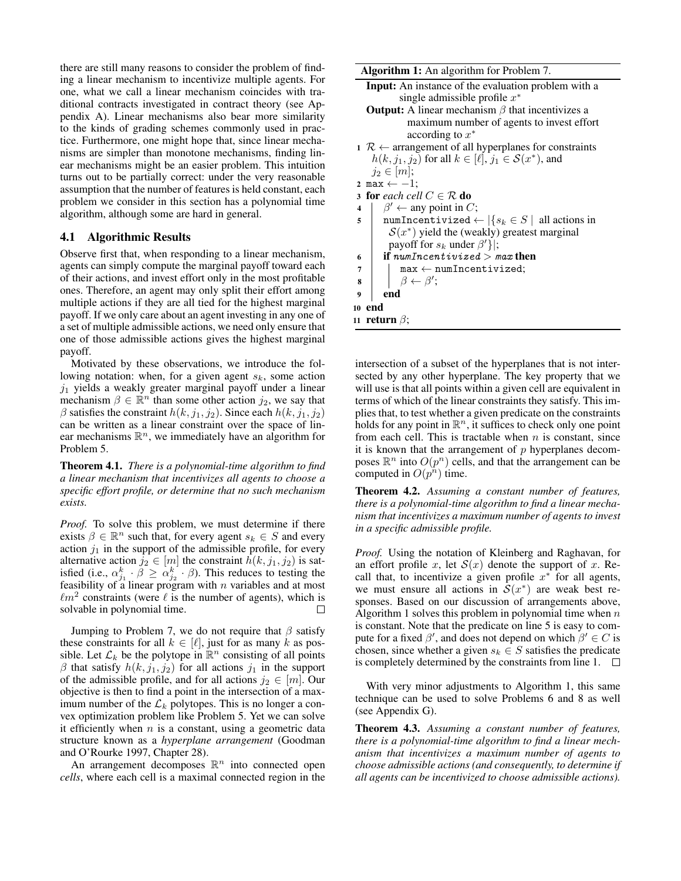there are still many reasons to consider the problem of finding a linear mechanism to incentivize multiple agents. For one, what we call a linear mechanism coincides with traditional contracts investigated in contract theory (see Appendix A). Linear mechanisms also bear more similarity to the kinds of grading schemes commonly used in practice. Furthermore, one might hope that, since linear mechanisms are simpler than monotone mechanisms, finding linear mechanisms might be an easier problem. This intuition turns out to be partially correct: under the very reasonable assumption that the number of features is held constant, each problem we consider in this section has a polynomial time algorithm, although some are hard in general.

### 4.1 Algorithmic Results

Observe first that, when responding to a linear mechanism, agents can simply compute the marginal payoff toward each of their actions, and invest effort only in the most profitable ones. Therefore, an agent may only split their effort among multiple actions if they are all tied for the highest marginal payoff. If we only care about an agent investing in any one of a set of multiple admissible actions, we need only ensure that one of those admissible actions gives the highest marginal payoff.

Motivated by these observations, we introduce the following notation: when, for a given agent $s_k$, some action $j_1$ yields a weakly greater marginal payoff under a linear mechanism $\beta \in \mathbb{R}^n$ than some other action $j_2$, we say that $\beta$ satisfies the constraint $h(k, j_1, j_2)$. Since each $h(k, j_1, j_2)$ can be written as a linear constraint over the space of linear mechanisms $\mathbb{R}^n$, we immediately have an algorithm for Problem 5.

**Theorem 4.1.** *There is a polynomial-time algorithm to find a linear mechanism that incentivizes all agents to choose a specific effort profile, or determine that no such mechanism exists.*

*Proof.* To solve this problem, we must determine if there exists $\beta \in \mathbb{R}^n$ such that, for every agent $s_k \in S$ and every action $j_1$ in the support of the admissible profile, for every alternative action $j_2 \in [m]$ the constraint $h(k, j_1, j_2)$ is satisfied (i.e., $\alpha^k_{j_1} \cdot \beta \geq \alpha^k_{j_2} \cdot \beta$). This reduces to testing the feasibility of a linear program with $n$ variables and at most $\ell m^2$ constraints (were $\ell$ is the number of agents), which is solvable in polynomial time. □

Jumping to Problem 7, we do not require that $\beta$ satisfy these constraints for all $k \in [\ell]$, just for as many $k$ as possible. Let $\mathcal{L}_k$ be the polytope in $\mathbb{R}^n$ consisting of all points $\beta$ that satisfy $h(k, j_1, j_2)$ for all actions $j_1$ in the support of the admissible profile, and for all actions $j_2 \in [m]$. Our objective is then to find a point in the intersection of a maximum number of the $\mathcal{L}_k$ polytopes. This is no longer a convex optimization problem like Problem 5. Yet we can solve it efficiently when $n$ is a constant, using a geometric data structure known as a *hyperplane arrangement* (Goodman and O'Rourke 1997, Chapter 28).

An arrangement decomposes $\mathbb{R}^n$ into connected open *cells*, where each cell is a maximal connected region in the intersection of a subset of the hyperplanes that is not intersected by any other hyperplane. The key property that we will use is that all points within a given cell are equivalent in terms of which of the linear constraints they satisfy. This implies that, to test whether a given predicate on the constraints holds for any point in $\mathbb{R}^n$, it suffices to check only one point from each cell. This is tractable when $n$ is constant, since it is known that the arrangement of $p$ hyperplanes decomposes $\mathbb{R}^n$ into $O(p^n)$ cells, and that the arrangement can be computed in $O(p^n)$ time.

**Algorithm 1:** An algorithm for Problem 7.

**Input:** An instance of the evaluation problem with a single admissible profile $x^*$

**Output:** A linear mechanism $\beta$ that incentivizes a maximum number of agents to invest effort according to $x^*$

```
1  R ← arrangement of all hyperplanes for constraints
     h(k, j1, j2) for all k ∈ [ℓ], j1 ∈ S(x*), and
     j2 ∈ [m];
2  max ← −1;
3  for each cell C ∈ R do
4      β' ← any point in C;
5      numIncentivized ← |{s_k ∈ S | all actions in
         S(x*) yield the (weakly) greatest marginal
         payoff for s_k under β'}|;
6      if numIncentivized > max then
7          max ← numIncentivized;
8          β ← β';
9      end
10 end
11 return β;
```

**Theorem 4.2.** *Assuming a constant number of features, there is a polynomial-time algorithm to find a linear mechanism that incentivizes a maximum number of agents to invest in a specific admissible profile.*

*Proof.* Using the notation of Kleinberg and Raghavan, for an effort profile $x$, let $\mathcal{S}(x)$ denote the support of $x$. Recall that, to incentivize a given profile $x^*$ for all agents, we must ensure all actions in $\mathcal{S}(x^*)$ are weak best responses. Based on our discussion of arrangements above, Algorithm 1 solves this problem in polynomial time when $n$ is constant. Note that the predicate on line 5 is easy to compute for a fixed $\beta'$, and does not depend on which $\beta' \in C$ is chosen, since whether a given $s_k \in S$ satisfies the predicate is completely determined by the constraints from line 1. □

With very minor adjustments to Algorithm 1, this same technique can be used to solve Problems 6 and 8 as well (see Appendix G).

**Theorem 4.3.** *Assuming a constant number of features, there is a polynomial-time algorithm to find a linear mechanism that incentivizes a maximum number of agents to choose admissible actions (and consequently, to determine if all agents can be incentivized to choose admissible actions).*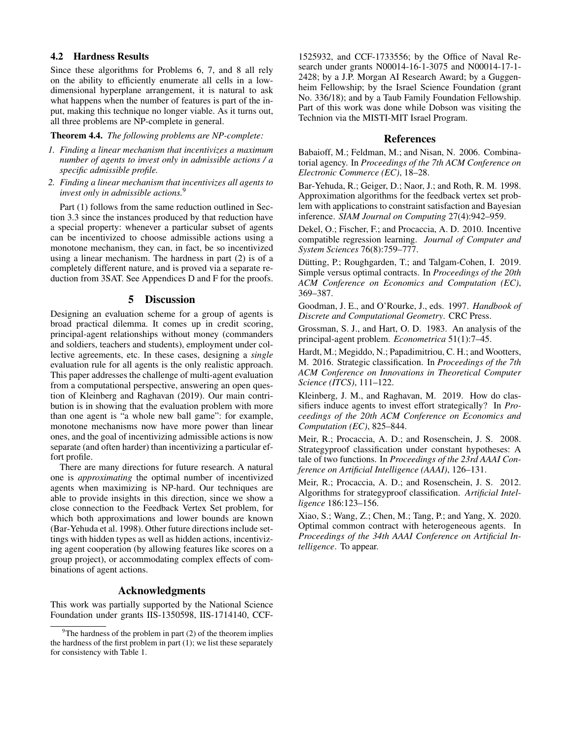## 4.2 Hardness Results

Since these algorithms for Problems 6, 7, and 8 all rely on the ability to efficiently enumerate all cells in a low-dimensional hyperplane arrangement, it is natural to ask what happens when the number of features is part of the input, making this technique no longer viable. As it turns out, all three problems are NP-complete in general.

**Theorem 4.4.** *The following problems are NP-complete:*

1. *Finding a linear mechanism that incentivizes a maximum number of agents to invest only in admissible actions / a specific admissible profile.*
2. *Finding a linear mechanism that incentivizes all agents to invest only in admissible actions.*[9]

Part (1) follows from the same reduction outlined in Section 3.3 since the instances produced by that reduction have a special property: whenever a particular subset of agents can be incentivized to choose admissible actions using a monotone mechanism, they can, in fact, be so incentivized using a linear mechanism. The hardness in part (2) is of a completely different nature, and is proved via a separate reduction from 3SAT. See Appendices D and F for the proofs.

# 5 Discussion

Designing an evaluation scheme for a group of agents is broad practical dilemma. It comes up in credit scoring, principal-agent relationships without money (commanders and soldiers, teachers and students), employment under collective agreements, etc. In these cases, designing a *single* evaluation rule for all agents is the only realistic approach. This paper addresses the challenge of multi-agent evaluation from a computational perspective, answering an open question of Kleinberg and Raghavan (2019). Our main contribution is in showing that the evaluation problem with more than one agent is "a whole new ball game": for example, monotone mechanisms now have more power than linear ones, and the goal of incentivizing admissible actions is now separate (and often harder) than incentivizing a particular effort profile.

There are many directions for future research. A natural one is *approximating* the optimal number of incentivized agents when maximizing is NP-hard. Our techniques are able to provide insights in this direction, since we show a close connection to the Feedback Vertex Set problem, for which both approximations and lower bounds are known (Bar-Yehuda et al. 1998). Other future directions include settings with hidden types as well as hidden actions, incentivizing agent cooperation (by allowing features like scores on a group project), or accommodating complex effects of combinations of agent actions.

## Acknowledgments

This work was partially supported by the National Science Foundation under grants IIS-1350598, IIS-1714140, CCF-1525932, and CCF-1733556; by the Office of Naval Research under grants N00014-16-1-3075 and N00014-17-1-2428; by a J.P. Morgan AI Research Award; by a Guggenheim Fellowship; by the Israel Science Foundation (grant No. 336/18); and by a Taub Family Foundation Fellowship. Part of this work was done while Dobson was visiting the Technion via the MISTI-MIT Israel Program.

[9] The hardness of the problem in part (2) of the theorem implies the hardness of the first problem in part (1); we list these separately for consistency with Table 1.

## References

Babaioff, M.; Feldman, M.; and Nisan, N. 2006. Combinatorial agency. In *Proceedings of the 7th ACM Conference on Electronic Commerce (EC)*, 18–28.

Bar-Yehuda, R.; Geiger, D.; Naor, J.; and Roth, R. M. 1998. Approximation algorithms for the feedback vertex set problem with applications to constraint satisfaction and Bayesian inference. *SIAM Journal on Computing* 27(4):942–959.

Dekel, O.; Fischer, F.; and Procaccia, A. D. 2010. Incentive compatible regression learning. *Journal of Computer and System Sciences* 76(8):759–777.

Dütting, P.; Roughgarden, T.; and Talgam-Cohen, I. 2019. Simple versus optimal contracts. In *Proceedings of the 20th ACM Conference on Economics and Computation (EC)*, 369–387.

Goodman, J. E., and O'Rourke, J., eds. 1997. *Handbook of Discrete and Computational Geometry*. CRC Press.

Grossman, S. J., and Hart, O. D. 1983. An analysis of the principal-agent problem. *Econometrica* 51(1):7–45.

Hardt, M.; Megiddo, N.; Papadimitriou, C. H.; and Wootters, M. 2016. Strategic classification. In *Proceedings of the 7th ACM Conference on Innovations in Theoretical Computer Science (ITCS)*, 111–122.

Kleinberg, J. M., and Raghavan, M. 2019. How do classifiers induce agents to invest effort strategically? In *Proceedings of the 20th ACM Conference on Economics and Computation (EC)*, 825–844.

Meir, R.; Procaccia, A. D.; and Rosenschein, J. S. 2008. Strategyproof classification under constant hypotheses: A tale of two functions. In *Proceedings of the 23rd AAAI Conference on Artificial Intelligence (AAAI)*, 126–131.

Meir, R.; Procaccia, A. D.; and Rosenschein, J. S. 2012. Algorithms for strategyproof classification. *Artificial Intelligence* 186:123–156.

Xiao, S.; Wang, Z.; Chen, M.; Tang, P.; and Yang, X. 2020. Optimal common contract with heterogeneous agents. In *Proceedings of the 34th AAAI Conference on Artificial Intelligence*. To appear.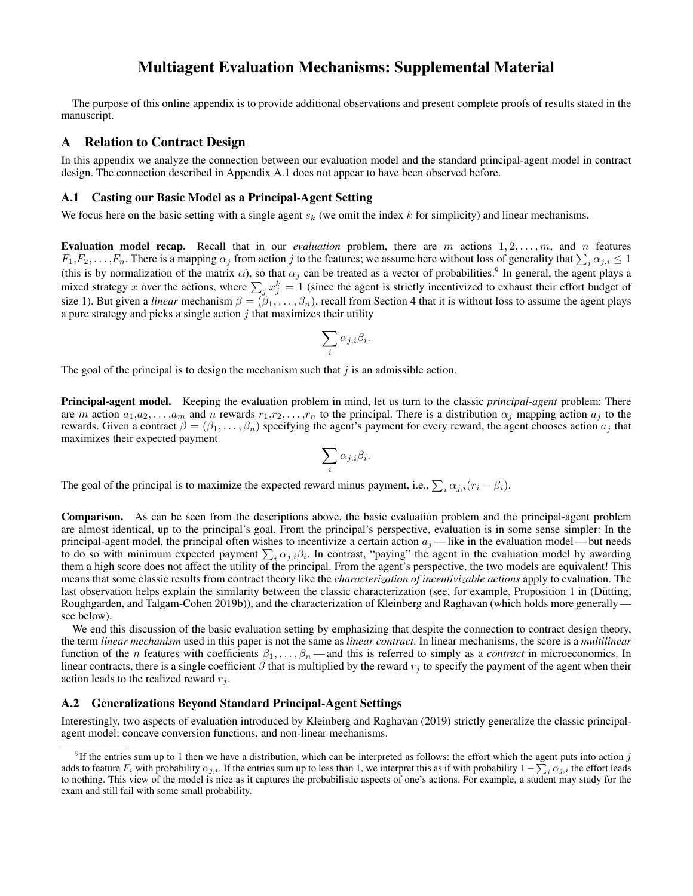# Multiagent Evaluation Mechanisms: Supplemental Material

The purpose of this online appendix is to provide additional observations and present complete proofs of results stated in the manuscript.

## A Relation to Contract Design

In this appendix we analyze the connection between our evaluation model and the standard principal-agent model in contract design. The connection described in Appendix A.1 does not appear to have been observed before.

### A.1 Casting our Basic Model as a Principal-Agent Setting

We focus here on the basic setting with a single agent $s_k$ (we omit the index $k$ for simplicity) and linear mechanisms.

**Evaluation model recap.** Recall that in our *evaluation* problem, there are $m$ actions $1, 2, \ldots, m$, and $n$ features $F_1, F_2, \ldots, F_n$. There is a mapping $\alpha_j$ from action $j$ to the features; we assume here without loss of generality that $\sum_i \alpha_{j,i} \leq 1$ (this is by normalization of the matrix $\alpha$), so that $\alpha_j$ can be treated as a vector of probabilities.[9] In general, the agent plays a mixed strategy $x$ over the actions, where $\sum_j x_j^k = 1$ (since the agent is strictly incentivized to exhaust their effort budget of size 1). But given a *linear* mechanism $\beta = (\beta_1, \ldots, \beta_n)$, recall from Section 4 that it is without loss to assume the agent plays a pure strategy and picks a single action $j$ that maximizes their utility

$$\sum_i \alpha_{j,i} \beta_i.$$

The goal of the principal is to design the mechanism such that $j$ is an admissible action.

**Principal-agent model.** Keeping the evaluation problem in mind, let us turn to the classic *principal-agent* problem: There are $m$ action $a_1, a_2, \ldots, a_m$ and $n$ rewards $r_1, r_2, \ldots, r_n$ to the principal. There is a distribution $\alpha_j$ mapping action $a_j$ to the rewards. Given a contract $\beta = (\beta_1, \ldots, \beta_n)$ specifying the agent's payment for every reward, the agent chooses action $a_j$ that maximizes their expected payment

$$\sum_i \alpha_{j,i} \beta_i.$$

The goal of the principal is to maximize the expected reward minus payment, i.e., $\sum_i \alpha_{j,i}(r_i - \beta_i)$.

**Comparison.** As can be seen from the descriptions above, the basic evaluation problem and the principal-agent problem are almost identical, up to the principal's goal. From the principal's perspective, evaluation is in some sense simpler: In the principal-agent model, the principal often wishes to incentivize a certain action $a_j$ — like in the evaluation model — but needs to do so with minimum expected payment $\sum_i \alpha_{j,i} \beta_i$. In contrast, "paying" the agent in the evaluation model by awarding them a high score does not affect the utility of the principal. From the agent's perspective, the two models are equivalent! This means that some classic results from contract theory like the *characterization of incentivizable actions* apply to evaluation. The last observation helps explain the similarity between the classic characterization (see, for example, Proposition 1 in (Dütting, Roughgarden, and Talgam-Cohen 2019b)), and the characterization of Kleinberg and Raghavan (which holds more generally — see below).

We end this discussion of the basic evaluation setting by emphasizing that despite the connection to contract design theory, the term *linear mechanism* used in this paper is not the same as *linear contract*. In linear mechanisms, the score is a *multilinear* function of the $n$ features with coefficients $\beta_1, \ldots, \beta_n$ — and this is referred to simply as a *contract* in microeconomics. In linear contracts, there is a single coefficient $\beta$ that is multiplied by the reward $r_j$ to specify the payment of the agent when their action leads to the realized reward $r_j$.

### A.2 Generalizations Beyond Standard Principal-Agent Settings

Interestingly, two aspects of evaluation introduced by Kleinberg and Raghavan (2019) strictly generalize the classic principal-agent model: concave conversion functions, and non-linear mechanisms.

---

[9] If the entries sum up to 1 then we have a distribution, which can be interpreted as follows: the effort which the agent puts into action $j$ adds to feature $F_i$ with probability $\alpha_{j,i}$. If the entries sum up to less than 1, we interpret this as if with probability $1 - \sum_i \alpha_{j,i}$ the effort leads to nothing. This view of the model is nice as it captures the probabilistic aspects of one's actions. For example, a student may study for the exam and still fail with some small probability.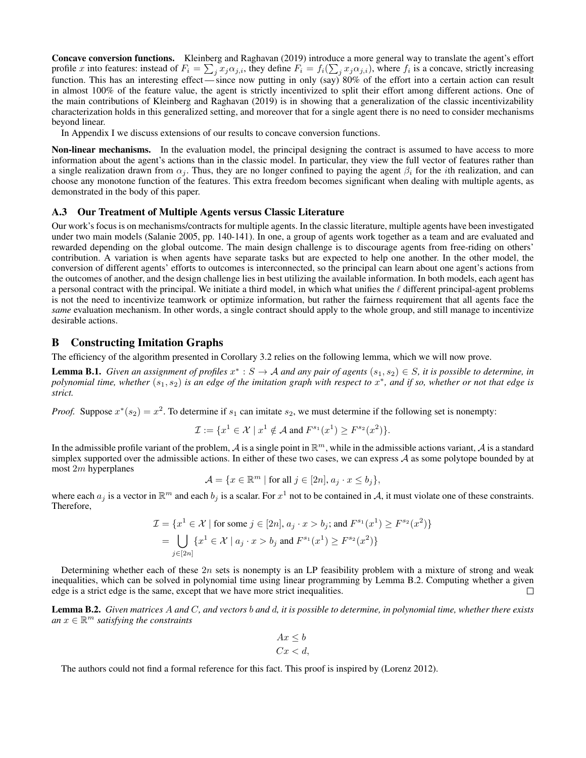**Concave conversion functions.** Kleinberg and Raghavan (2019) introduce a more general way to translate the agent's effort profile $x$ into features: instead of $F_i = \sum_j x_j \alpha_{j,i}$, they define $F_i = f_i(\sum_j x_j \alpha_{j,i})$, where $f_i$ is a concave, strictly increasing function. This has an interesting effect — since now putting in only (say) 80% of the effort into a certain action can result in almost 100% of the feature value, the agent is strictly incentivized to split their effort among different actions. One of the main contributions of Kleinberg and Raghavan (2019) is in showing that a generalization of the classic incentivizability characterization holds in this generalized setting, and moreover that for a single agent there is no need to consider mechanisms beyond linear.

In Appendix I we discuss extensions of our results to concave conversion functions.

**Non-linear mechanisms.** In the evaluation model, the principal designing the contract is assumed to have access to more information about the agent's actions than in the classic model. In particular, they view the full vector of features rather than a single realization drawn from $\alpha_j$. Thus, they are no longer confined to paying the agent $\beta_i$ for the $i$th realization, and can choose any monotone function of the features. This extra freedom becomes significant when dealing with multiple agents, as demonstrated in the body of this paper.

### A.3 Our Treatment of Multiple Agents versus Classic Literature

Our work's focus is on mechanisms/contracts for multiple agents. In the classic literature, multiple agents have been investigated under two main models (Salanie 2005, pp. 140-141). In one, a group of agents work together as a team and are evaluated and rewarded depending on the global outcome. The main design challenge is to discourage agents from free-riding on others' contribution. A variation is when agents have separate tasks but are expected to help one another. In the other model, the conversion of different agents' efforts to outcomes is interconnected, so the principal can learn about one agent's actions from the outcomes of another, and the design challenge lies in best utilizing the available information. In both models, each agent has a personal contract with the principal. We initiate a third model, in which what unifies the $\ell$ different principal-agent problems is not the need to incentivize teamwork or optimize information, but rather the fairness requirement that all agents face the *same* evaluation mechanism. In other words, a single contract should apply to the whole group, and still manage to incentivize desirable actions.

## B Constructing Imitation Graphs

The efficiency of the algorithm presented in Corollary 3.2 relies on the following lemma, which we will now prove.

**Lemma B.1.** *Given an assignment of profiles $x^* : S \to \mathcal{A}$ and any pair of agents $(s_1, s_2) \in S$, it is possible to determine, in polynomial time, whether $(s_1, s_2)$ is an edge of the imitation graph with respect to $x^*$, and if so, whether or not that edge is strict.*

*Proof.* Suppose $x^*(s_2) = x^2$. To determine if $s_1$ can imitate $s_2$, we must determine if the following set is nonempty:

$$\mathcal{I} := \{x^1 \in \mathcal{X} \mid x^1 \notin \mathcal{A} \text{ and } F^{s_1}(x^1) \geq F^{s_2}(x^2)\}.$$

In the admissible profile variant of the problem, $\mathcal{A}$ is a single point in $\mathbb{R}^m$, while in the admissible actions variant, $\mathcal{A}$ is a standard simplex supported over the admissible actions. In either of these two cases, we can express $\mathcal{A}$ as some polytope bounded by at most $2m$ hyperplanes

$$\mathcal{A} = \{x \in \mathbb{R}^m \mid \text{for all } j \in [2n], a_j \cdot x \leq b_j\},$$

where each $a_j$ is a vector in $\mathbb{R}^m$ and each $b_j$ is a scalar. For $x^1$ not to be contained in $\mathcal{A}$, it must violate one of these constraints. Therefore,

$$\begin{aligned}
\mathcal{I} &= \{x^1 \in \mathcal{X} \mid \text{for some } j \in [2n], a_j \cdot x > b_j; \text{ and } F^{s_1}(x^1) \geq F^{s_2}(x^2)\} \\
&= \bigcup_{j \in [2n]} \{x^1 \in \mathcal{X} \mid a_j \cdot x > b_j \text{ and } F^{s_1}(x^1) \geq F^{s_2}(x^2)\}
\end{aligned}$$

Determining whether each of these $2n$ sets is nonempty is an LP feasibility problem with a mixture of strong and weak inequalities, which can be solved in polynomial time using linear programming by Lemma B.2. Computing whether a given edge is a strict edge is the same, except that we have more strict inequalities. $\square$

**Lemma B.2.** *Given matrices $A$ and $C$, and vectors $b$ and $d$, it is possible to determine, in polynomial time, whether there exists an $x \in \mathbb{R}^m$ satisfying the constraints*

$$\begin{aligned}
Ax &\leq b \\
Cx &< d,
\end{aligned}$$

The authors could not find a formal reference for this fact. This proof is inspired by (Lorenz 2012).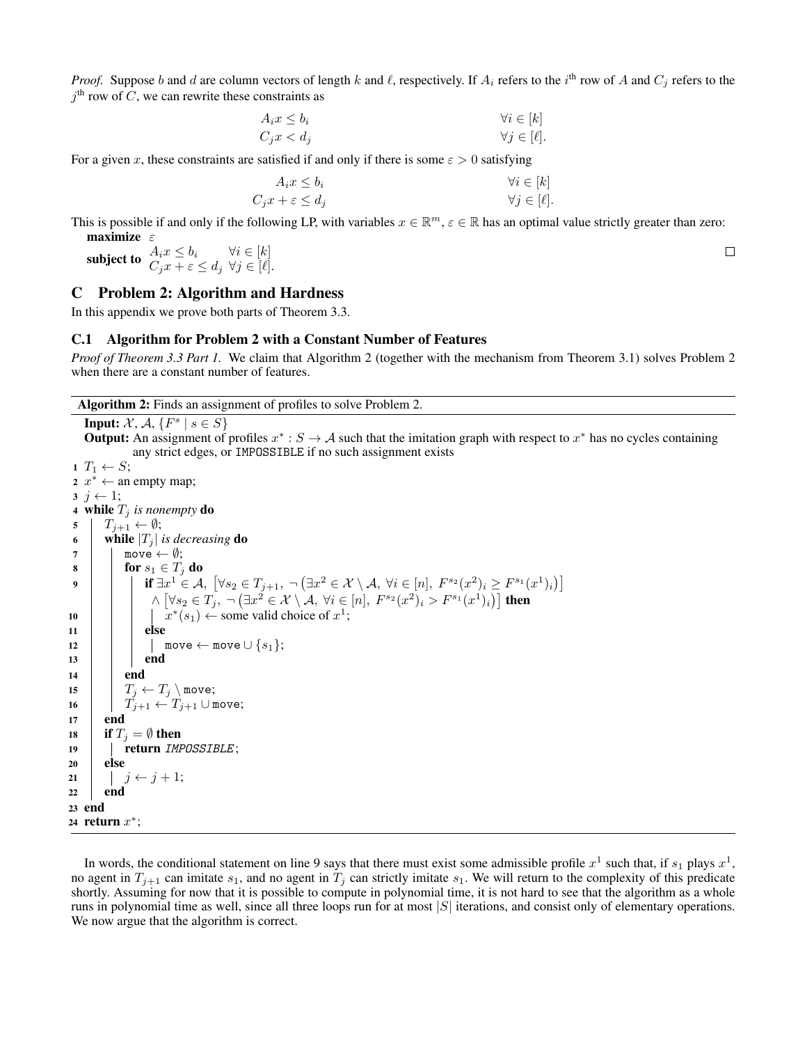*Proof.* Suppose $b$ and $d$ are column vectors of length $k$ and $\ell$, respectively. If $A_i$ refers to the $i^{\text{th}}$ row of $A$ and $C_j$ refers to the $j^{\text{th}}$ row of $C$, we can rewrite these constraints as

$$
\begin{aligned}
A_i x &\le b_i && \forall i \in [k] \\
C_j x &< d_j && \forall j \in [\ell].
\end{aligned}
$$

For a given $x$, these constraints are satisfied if and only if there is some $\varepsilon > 0$ satisfying

$$
\begin{aligned}
A_i x &\le b_i && \forall i \in [k] \\
C_j x + \varepsilon &\le d_j && \forall j \in [\ell].
\end{aligned}
$$

This is possible if and only if the following LP, with variables $x \in \mathbb{R}^m$, $\varepsilon \in \mathbb{R}$ has an optimal value strictly greater than zero:

**maximize** $\varepsilon$

**subject to** $A_i x \le b_i \quad \forall i \in [k]$
$C_j x + \varepsilon \le d_j \quad \forall j \in [\ell]$.

□

## C Problem 2: Algorithm and Hardness

In this appendix we prove both parts of Theorem 3.3.

### C.1 Algorithm for Problem 2 with a Constant Number of Features

*Proof of Theorem 3.3 Part 1.* We claim that Algorithm 2 (together with the mechanism from Theorem 3.1) solves Problem 2 when there are a constant number of features.

**Algorithm 2:** Finds an assignment of profiles to solve Problem 2.

**Input:** $\mathcal{X}$, $\mathcal{A}$, $\{F^s \mid s \in S\}$

**Output:** An assignment of profiles $x^* : S \to \mathcal{A}$ such that the imitation graph with respect to $x^*$ has no cycles containing any strict edges, or `IMPOSSIBLE` if no such assignment exists

```
1  T_1 ← S;
2  x* ← an empty map;
3  j ← 1;
4  while T_j is nonempty do
5      T_{j+1} ← ∅;
6      while |T_j| is decreasing do
7          move ← ∅;
8          for s_1 ∈ T_j do
9              if ∃x^1 ∈ A, [∀s_2 ∈ T_{j+1}, ¬(∃x^2 ∈ X \ A, ∀i ∈ [n], F^{s_2}(x^2)_i ≥ F^{s_1}(x^1)_i)]
                  ∧ [∀s_2 ∈ T_j, ¬(∃x^2 ∈ X \ A, ∀i ∈ [n], F^{s_2}(x^2)_i > F^{s_1}(x^1)_i)] then
10                 x*(s_1) ← some valid choice of x^1;
11             else
12                 move ← move ∪ {s_1};
13             end
14         end
15         T_j ← T_j \ move;
16         T_{j+1} ← T_{j+1} ∪ move;
17     end
18     if T_j = ∅ then
19         return IMPOSSIBLE;
20     else
21         j ← j + 1;
22     end
23 end
24 return x*;
```

In words, the conditional statement on line 9 says that there must exist some admissible profile $x^1$ such that, if $s_1$ plays $x^1$, no agent in $T_{j+1}$ can imitate $s_1$, and no agent in $T_j$ can strictly imitate $s_1$. We will return to the complexity of this predicate shortly. Assuming for now that it is possible to compute in polynomial time, it is not hard to see that the algorithm as a whole runs in polynomial time as well, since all three loops run for at most $|S|$ iterations, and consist only of elementary operations. We now argue that the algorithm is correct.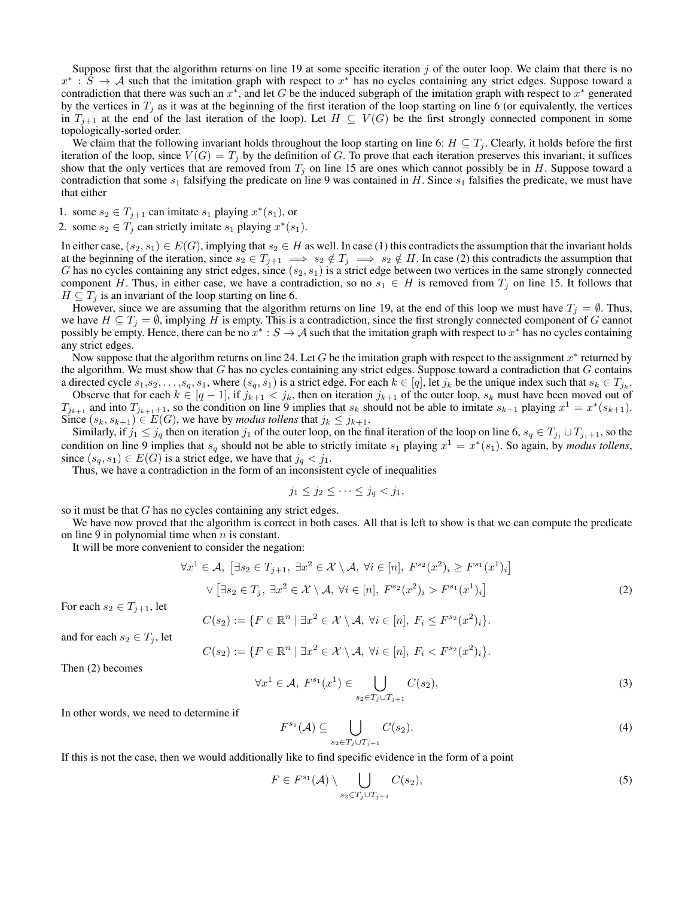Suppose first that the algorithm returns on line 19 at some specific iteration $j$ of the outer loop. We claim that there is no $x^* : S \to \mathcal{A}$ such that the imitation graph with respect to $x^*$ has no cycles containing any strict edges. Suppose toward a contradiction that there was such an $x^*$, and let $G$ be the induced subgraph of the imitation graph with respect to $x^*$ generated by the vertices in $T_j$ as it was at the beginning of the first iteration of the loop starting on line 6 (or equivalently, the vertices in $T_{j+1}$ at the end of the last iteration of the loop). Let $H \subseteq V(G)$ be the first strongly connected component in some topologically-sorted order.

We claim that the following invariant holds throughout the loop starting on line 6: $H \subseteq T_j$. Clearly, it holds before the first iteration of the loop, since $V(G) = T_j$ by the definition of $G$. To prove that each iteration preserves this invariant, it suffices show that the only vertices that are removed from $T_j$ on line 15 are ones which cannot possibly be in $H$. Suppose toward a contradiction that some $s_1$ falsifying the predicate on line 9 was contained in $H$. Since $s_1$ falsifies the predicate, we must have that either

1. some $s_2 \in T_{j+1}$ can imitate $s_1$ playing $x^*(s_1)$, or
2. some $s_2 \in T_j$ can strictly imitate $s_1$ playing $x^*(s_1)$.

In either case, $(s_2, s_1) \in E(G)$, implying that $s_2 \in H$ as well. In case (1) this contradicts the assumption that the invariant holds at the beginning of the iteration, since $s_2 \in T_{j+1} \implies s_2 \notin T_j \implies s_2 \notin H$. In case (2) this contradicts the assumption that $G$ has no cycles containing any strict edges, since $(s_2, s_1)$ is a strict edge between two vertices in the same strongly connected component $H$. Thus, in either case, we have a contradiction, so no $s_1 \in H$ is removed from $T_j$ on line 15. It follows that $H \subseteq T_j$ is an invariant of the loop starting on line 6.

However, since we are assuming that the algorithm returns on line 19, at the end of this loop we must have $T_j = \emptyset$. Thus, we have $H \subseteq T_j = \emptyset$, implying $H$ is empty. This is a contradiction, since the first strongly connected component of $G$ cannot possibly be empty. Hence, there can be no $x^* : S \to \mathcal{A}$ such that the imitation graph with respect to $x^*$ has no cycles containing any strict edges.

Now suppose that the algorithm returns on line 24. Let $G$ be the imitation graph with respect to the assignment $x^*$ returned by the algorithm. We must show that $G$ has no cycles containing any strict edges. Suppose toward a contradiction that $G$ contains a directed cycle $s_1, s_2, \ldots, s_q, s_1$, where $(s_q, s_1)$ is a strict edge. For each $k \in [q]$, let $j_k$ be the unique index such that $s_k \in T_{j_k}$.

Observe that for each $k \in [q-1]$, if $j_{k+1} < j_k$, then on iteration $j_{k+1}$ of the outer loop, $s_k$ must have been moved out of $T_{j_{k+1}}$ and into $T_{j_{k+1}+1}$, so the condition on line 9 implies that $s_k$ should not be able to imitate $s_{k+1}$ playing $x^1 = x^*(s_{k+1})$. Since $(s_k, s_{k+1}) \in E(G)$, we have by *modus tollens* that $j_k \le j_{k+1}$.

Similarly, if $j_1 \le j_q$ then on iteration $j_1$ of the outer loop, on the final iteration of the loop on line 6, $s_q \in T_{j_1} \cup T_{j_1+1}$, so the condition on line 9 implies that $s_q$ should not be able to strictly imitate $s_1$ playing $x^1 = x^*(s_1)$. So again, by *modus tollens*, since $(s_q, s_1) \in E(G)$ is a strict edge, we have that $j_q < j_1$.

Thus, we have a contradiction in the form of an inconsistent cycle of inequalities

$$j_1 \le j_2 \le \cdots \le j_q < j_1,$$

so it must be that $G$ has no cycles containing any strict edges.

We have now proved that the algorithm is correct in both cases. All that is left to show is that we can compute the predicate on line 9 in polynomial time when $n$ is constant.

It will be more convenient to consider the negation:

$$\forall x^1 \in \mathcal{A},\ \left[\exists s_2 \in T_{j+1},\ \exists x^2 \in \mathcal{X} \setminus \mathcal{A},\ \forall i \in [n],\ F^{s_2}(x^2)_i \ge F^{s_1}(x^1)_i\right]$$
$$\vee \left[\exists s_2 \in T_j,\ \exists x^2 \in \mathcal{X} \setminus \mathcal{A},\ \forall i \in [n],\ F^{s_2}(x^2)_i > F^{s_1}(x^1)_i\right] \tag{2}$$

For each $s_2 \in T_{j+1}$, let

$$C(s_2) := \{F \in \mathbb{R}^n \mid \exists x^2 \in \mathcal{X} \setminus \mathcal{A},\ \forall i \in [n],\ F_i \le F^{s_2}(x^2)_i\}.$$

and for each $s_2 \in T_j$, let

$$C(s_2) := \{F \in \mathbb{R}^n \mid \exists x^2 \in \mathcal{X} \setminus \mathcal{A},\ \forall i \in [n],\ F_i < F^{s_2}(x^2)_i\}.$$

Then (2) becomes

$$\forall x^1 \in \mathcal{A},\ F^{s_1}(x^1) \in \bigcup_{s_2 \in T_j \cup T_{j+1}} C(s_2), \tag{3}$$

In other words, we need to determine if

$$F^{s_1}(\mathcal{A}) \subseteq \bigcup_{s_2 \in T_j \cup T_{j+1}} C(s_2). \tag{4}$$

If this is not the case, then we would additionally like to find specific evidence in the form of a point

$$F \in F^{s_1}(\mathcal{A}) \setminus \bigcup_{s_2 \in T_j \cup T_{j+1}} C(s_2), \tag{5}$$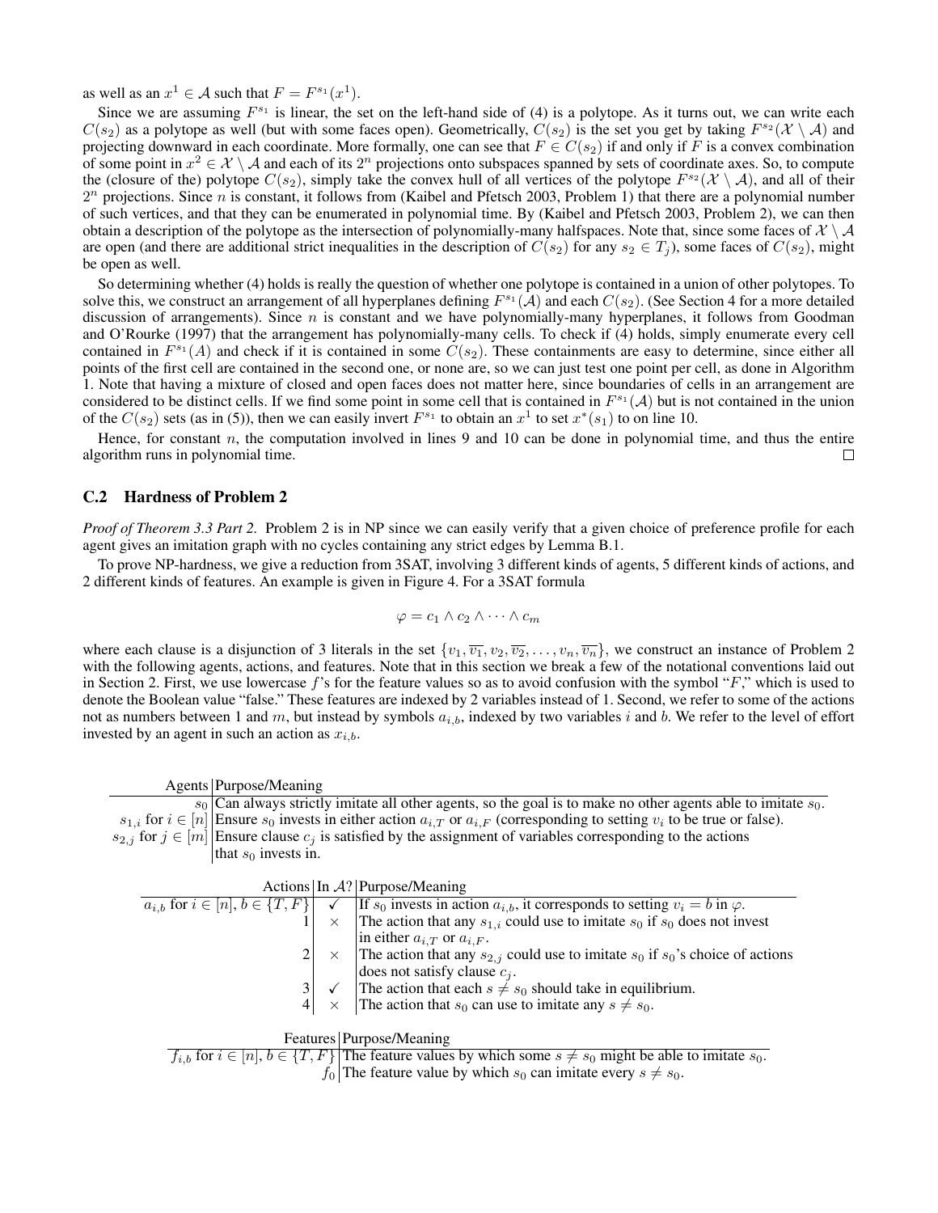as well as an $x^1 \in \mathcal{A}$ such that $F = F^{s_1}(x^1)$.

Since we are assuming $F^{s_1}$ is linear, the set on the left-hand side of (4) is a polytope. As it turns out, we can write each $C(s_2)$ as a polytope as well (but with some faces open). Geometrically, $C(s_2)$ is the set you get by taking $F^{s_2}(\mathcal{X} \setminus \mathcal{A})$ and projecting downward in each coordinate. More formally, one can see that $F \in C(s_2)$ if and only if $F$ is a convex combination of some point in $x^2 \in \mathcal{X} \setminus \mathcal{A}$ and each of its $2^n$ projections onto subspaces spanned by sets of coordinate axes. So, to compute the (closure of the) polytope $C(s_2)$, simply take the convex hull of all vertices of the polytope $F^{s_2}(\mathcal{X} \setminus \mathcal{A})$, and all of their $2^n$ projections. Since $n$ is constant, it follows from (Kaibel and Pfetsch 2003, Problem 1) that there are a polynomial number of such vertices, and that they can be enumerated in polynomial time. By (Kaibel and Pfetsch 2003, Problem 2), we can then obtain a description of the polytope as the intersection of polynomially-many halfspaces. Note that, since some faces of $\mathcal{X} \setminus \mathcal{A}$ are open (and there are additional strict inequalities in the description of $C(s_2)$ for any $s_2 \in T_j$), some faces of $C(s_2)$, might be open as well.

So determining whether (4) holds is really the question of whether one polytope is contained in a union of other polytopes. To solve this, we construct an arrangement of all hyperplanes defining $F^{s_1}(\mathcal{A})$ and each $C(s_2)$. (See Section 4 for a more detailed discussion of arrangements). Since $n$ is constant and we have polynomially-many hyperplanes, it follows from Goodman and O'Rourke (1997) that the arrangement has polynomially-many cells. To check if (4) holds, simply enumerate every cell contained in $F^{s_1}(A)$ and check if it is contained in some $C(s_2)$. These containments are easy to determine, since either all points of the first cell are contained in the second one, or none are, so we can just test one point per cell, as done in Algorithm 1. Note that having a mixture of closed and open faces does not matter here, since boundaries of cells in an arrangement are considered to be distinct cells. If we find some point in some cell that is contained in $F^{s_1}(\mathcal{A})$ but is not contained in the union of the $C(s_2)$ sets (as in (5)), then we can easily invert $F^{s_1}$ to obtain an $x^1$ to set $x^*(s_1)$ to on line 10.

Hence, for constant $n$, the computation involved in lines 9 and 10 can be done in polynomial time, and thus the entire algorithm runs in polynomial time. □

## C.2 Hardness of Problem 2

*Proof of Theorem 3.3 Part 2.* Problem 2 is in NP since we can easily verify that a given choice of preference profile for each agent gives an imitation graph with no cycles containing any strict edges by Lemma B.1.

To prove NP-hardness, we give a reduction from 3SAT, involving 3 different kinds of agents, 5 different kinds of actions, and 2 different kinds of features. An example is given in Figure 4. For a 3SAT formula

$$\varphi = c_1 \wedge c_2 \wedge \cdots \wedge c_m$$

where each clause is a disjunction of 3 literals in the set $\{v_1, \overline{v_1}, v_2, \overline{v_2}, \ldots, v_n, \overline{v_n}\}$, we construct an instance of Problem 2 with the following agents, actions, and features. Note that in this section we break a few of the notational conventions laid out in Section 2. First, we use lowercase $f$'s for the feature values so as to avoid confusion with the symbol "$F$," which is used to denote the Boolean value "false." These features are indexed by 2 variables instead of 1. Second, we refer to some of the actions not as numbers between 1 and $m$, but instead by symbols $a_{i,b}$, indexed by two variables $i$ and $b$. We refer to the level of effort invested by an agent in such an action as $x_{i,b}$.

| Agents | Purpose/Meaning |
|---|---|
| $s_0$ | Can always strictly imitate all other agents, so the goal is to make no other agents able to imitate $s_0$. |
| $s_{1,i}$ for $i \in [n]$ | Ensure $s_0$ invests in either action $a_{i,T}$ or $a_{i,F}$ (corresponding to setting $v_i$ to be true or false). |
| $s_{2,j}$ for $j \in [m]$ | Ensure clause $c_j$ is satisfied by the assignment of variables corresponding to the actions that $s_0$ invests in. |

| Actions | In $\mathcal{A}$? | Purpose/Meaning |
|---|---|---|
| $a_{i,b}$ for $i \in [n]$, $b \in \{T, F\}$ | ✓ | If $s_0$ invests in action $a_{i,b}$, it corresponds to setting $v_i = b$ in $\varphi$. |
| 1 | × | The action that any $s_{1,i}$ could use to imitate $s_0$ if $s_0$ does not invest in either $a_{i,T}$ or $a_{i,F}$. |
| 2 | × | The action that any $s_{2,j}$ could use to imitate $s_0$ if $s_0$'s choice of actions does not satisfy clause $c_j$. |
| 3 | ✓ | The action that each $s \neq s_0$ should take in equilibrium. |
| 4 | × | The action that $s_0$ can use to imitate any $s \neq s_0$. |

| Features | Purpose/Meaning |
|---|---|
| $f_{i,b}$ for $i \in [n]$, $b \in \{T, F\}$ | The feature values by which some $s \neq s_0$ might be able to imitate $s_0$. |
| $f_0$ | The feature value by which $s_0$ can imitate every $s \neq s_0$. |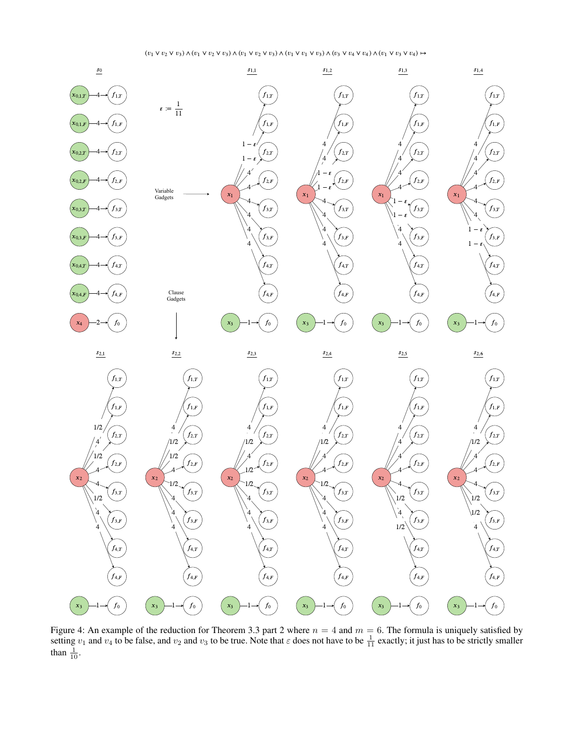$(v_1 \vee v_2 \vee v_3) \wedge (v_1 \vee v_2 \vee v_3) \wedge (v_1 \vee v_2 \vee v_3) \wedge (v_1 \vee v_1 \vee v_3) \wedge (v_3 \vee v_4 \vee v_4) \wedge (v_1 \vee v_3 \vee v_4) \mapsto$

Figure 4: An example of the reduction for Theorem 3.3 part 2 where $n = 4$ and $m = 6$. The formula is uniquely satisfied by setting $v_1$ and $v_4$ to be false, and $v_2$ and $v_3$ to be true. Note that $\varepsilon$ does not have to be $\frac{1}{11}$ exactly; it just has to be strictly smaller than $\frac{1}{10}$.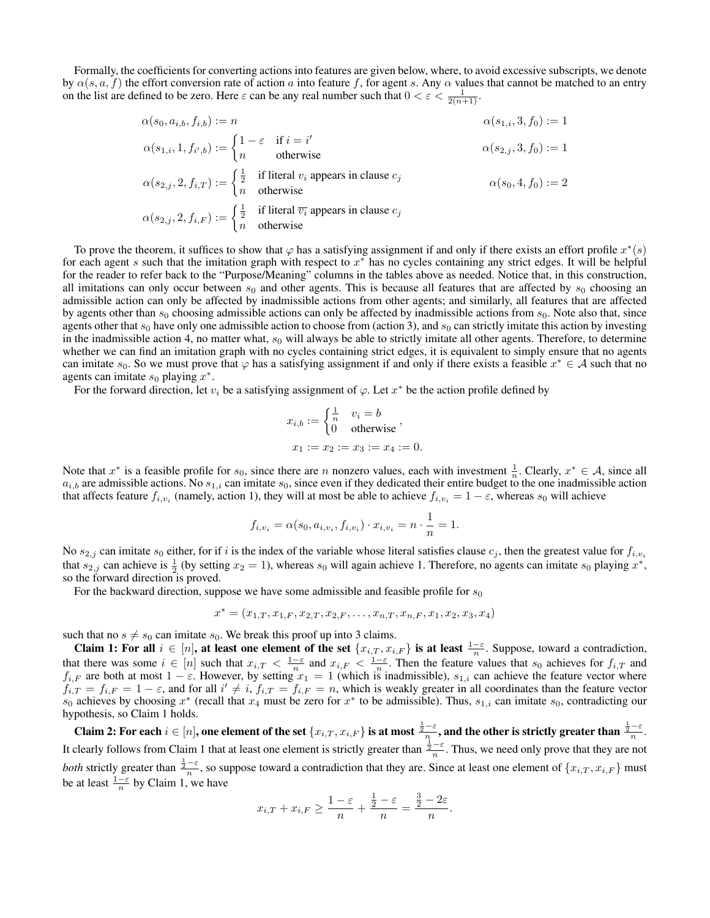Formally, the coefficients for converting actions into features are given below, where, to avoid excessive subscripts, we denote by $\alpha(s, a, f)$ the effort conversion rate of action $a$ into feature $f$, for agent $s$. Any $\alpha$ values that cannot be matched to an entry on the list are defined to be zero. Here $\varepsilon$ can be any real number such that $0 < \varepsilon < \frac{1}{2(n+1)}$.

$$\alpha(s_0, a_{i,b}, f_{i,b}) := n \qquad\qquad \alpha(s_{1,i}, 3, f_0) := 1$$

$$\alpha(s_{1,i}, 1, f_{i',b}) := \begin{cases} 1 - \varepsilon & \text{if } i = i' \\ n & \text{otherwise} \end{cases} \qquad\qquad \alpha(s_{2,j}, 3, f_0) := 1$$

$$\alpha(s_{2,j}, 2, f_{i,T}) := \begin{cases} \frac{1}{2} & \text{if literal } v_i \text{ appears in clause } c_j \\ n & \text{otherwise} \end{cases} \qquad\qquad \alpha(s_0, 4, f_0) := 2$$

$$\alpha(s_{2,j}, 2, f_{i,F}) := \begin{cases} \frac{1}{2} & \text{if literal } \overline{v_i} \text{ appears in clause } c_j \\ n & \text{otherwise} \end{cases}$$

To prove the theorem, it suffices to show that $\varphi$ has a satisfying assignment if and only if there exists an effort profile $x^*(s)$ for each agent $s$ such that the imitation graph with respect to $x^*$ has no cycles containing any strict edges. It will be helpful for the reader to refer back to the "Purpose/Meaning" columns in the tables above as needed. Notice that, in this construction, all imitations can only occur between $s_0$ and other agents. This is because all features that are affected by $s_0$ choosing an admissible action can only be affected by inadmissible actions from other agents; and similarly, all features that are affected by agents other than $s_0$ choosing admissible actions can only be affected by inadmissible actions from $s_0$. Note also that, since agents other that $s_0$ have only one admissible action to choose from (action 3), and $s_0$ can strictly imitate this action by investing in the inadmissible action 4, no matter what, $s_0$ will always be able to strictly imitate all other agents. Therefore, to determine whether we can find an imitation graph with no cycles containing strict edges, it is equivalent to simply ensure that no agents can imitate $s_0$. So we must prove that $\varphi$ has a satisfying assignment if and only if there exists a feasible $x^* \in \mathcal{A}$ such that no agents can imitate $s_0$ playing $x^*$.

For the forward direction, let $v_i$ be a satisfying assignment of $\varphi$. Let $x^*$ be the action profile defined by

$$x_{i,b} := \begin{cases} \frac{1}{n} & v_i = b \\ 0 & \text{otherwise} \end{cases},$$

$$x_1 := x_2 := x_3 := x_4 := 0.$$

Note that $x^*$ is a feasible profile for $s_0$, since there are $n$ nonzero values, each with investment $\frac{1}{n}$. Clearly, $x^* \in \mathcal{A}$, since all $a_{i,b}$ are admissible actions. No $s_{1,i}$ can imitate $s_0$, since even if they dedicated their entire budget to the one inadmissible action that affects feature $f_{i,v_i}$ (namely, action 1), they will at most be able to achieve $f_{i,v_i} = 1 - \varepsilon$, whereas $s_0$ will achieve

$$f_{i,v_i} = \alpha(s_0, a_{i,v_i}, f_{i,v_i}) \cdot x_{i,v_i} = n \cdot \frac{1}{n} = 1.$$

No $s_{2,j}$ can imitate $s_0$ either, for if $i$ is the index of the variable whose literal satisfies clause $c_j$, then the greatest value for $f_{i,v_i}$ that $s_{2,j}$ can achieve is $\frac{1}{2}$ (by setting $x_2 = 1$), whereas $s_0$ will again achieve 1. Therefore, no agents can imitate $s_0$ playing $x^*$, so the forward direction is proved.

For the backward direction, suppose we have some admissible and feasible profile for $s_0$

$$x^* = (x_{1,T}, x_{1,F}, x_{2,T}, x_{2,F}, \ldots, x_{n,T}, x_{n,F}, x_1, x_2, x_3, x_4)$$

such that no $s \neq s_0$ can imitate $s_0$. We break this proof up into 3 claims.

**Claim 1: For all $i \in [n]$, at least one element of the set $\{x_{i,T}, x_{i,F}\}$ is at least $\frac{1-\varepsilon}{n}$.** Suppose, toward a contradiction, that there was some $i \in [n]$ such that $x_{i,T} < \frac{1-\varepsilon}{n}$ and $x_{i,F} < \frac{1-\varepsilon}{n}$. Then the feature values that $s_0$ achieves for $f_{i,T}$ and $f_{i,F}$ are both at most $1 - \varepsilon$. However, by setting $x_1 = 1$ (which is inadmissible), $s_{1,i}$ can achieve the feature vector where $f_{i,T} = f_{i,F} = 1 - \varepsilon$, and for all $i' \neq i$, $f_{i,T} = f_{i,F} = n$, which is weakly greater in all coordinates than the feature vector $s_0$ achieves by choosing $x^*$ (recall that $x_4$ must be zero for $x^*$ to be admissible). Thus, $s_{1,i}$ can imitate $s_0$, contradicting our hypothesis, so Claim 1 holds.

**Claim 2: For each $i \in [n]$, one element of the set $\{x_{i,T}, x_{i,F}\}$ is at most $\frac{\frac{1}{2}-\varepsilon}{n}$, and the other is strictly greater than $\frac{\frac{1}{2}-\varepsilon}{n}$.** It clearly follows from Claim 1 that at least one element is strictly greater than $\frac{\frac{1}{2}-\varepsilon}{n}$. Thus, we need only prove that they are not *both* strictly greater than $\frac{\frac{1}{2}-\varepsilon}{n}$, so suppose toward a contradiction that they are. Since at least one element of $\{x_{i,T}, x_{i,F}\}$ must be at least $\frac{1-\varepsilon}{n}$ by Claim 1, we have

$$x_{i,T} + x_{i,F} \geq \frac{1-\varepsilon}{n} + \frac{\frac{1}{2}-\varepsilon}{n} = \frac{\frac{3}{2}-2\varepsilon}{n}.$$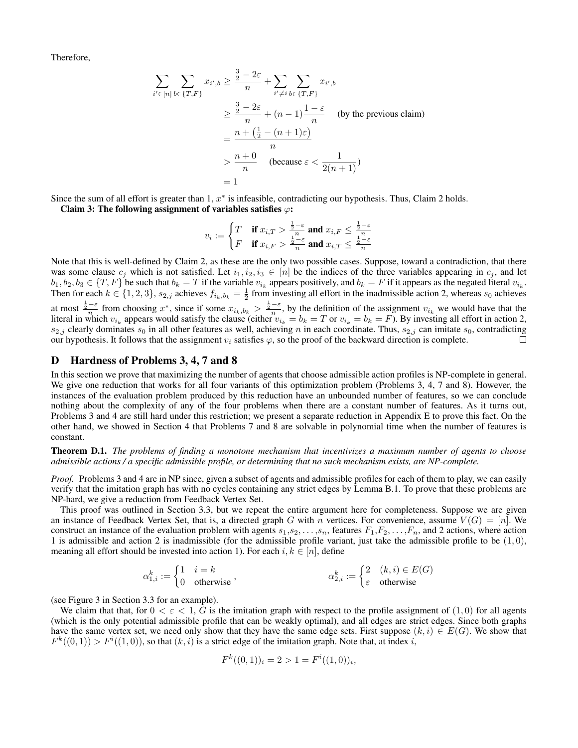Therefore,

$$
\begin{aligned}
\sum_{i' \in [n]} \sum_{b \in \{T,F\}} x_{i',b} &\geq \frac{\frac{3}{2} - 2\varepsilon}{n} + \sum_{i' \neq i} \sum_{b \in \{T,F\}} x_{i',b} \\
&\geq \frac{\frac{3}{2} - 2\varepsilon}{n} + (n-1)\frac{1-\varepsilon}{n} \quad \text{(by the previous claim)} \\
&= \frac{n + \left(\frac{1}{2} - (n+1)\varepsilon\right)}{n} \\
&> \frac{n+0}{n} \quad \left(\text{because } \varepsilon < \frac{1}{2(n+1)}\right) \\
&= 1
\end{aligned}
$$

Since the sum of all effort is greater than 1, $x^*$ is infeasible, contradicting our hypothesis. Thus, Claim 2 holds.

**Claim 3: The following assignment of variables satisfies $\varphi$:**

$$
v_i := \begin{cases} T & \textbf{if } x_{i,T} > \frac{\frac{1}{2}-\varepsilon}{n} \textbf{ and } x_{i,F} \leq \frac{\frac{1}{2}-\varepsilon}{n} \\ F & \textbf{if } x_{i,F} > \frac{\frac{1}{2}-\varepsilon}{n} \textbf{ and } x_{i,T} \leq \frac{\frac{1}{2}-\varepsilon}{n} \end{cases}
$$

Note that this is well-defined by Claim 2, as these are the only two possible cases. Suppose, toward a contradiction, that there was some clause $c_j$ which is not satisfied. Let $i_1, i_2, i_3 \in [n]$ be the indices of the three variables appearing in $c_j$, and let $b_1, b_2, b_3 \in \{T, F\}$ be such that $b_k = T$ if the variable $v_{i_k}$ appears positively, and $b_k = F$ if it appears as the negated literal $\overline{v_{i_k}}$. Then for each $k \in \{1, 2, 3\}$, $s_{2,j}$ achieves $f_{i_k,b_k} = \frac{1}{2}$ from investing all effort in the inadmissible action 2, whereas $s_0$ achieves at most $\frac{\frac{1}{2}-\varepsilon}{n}$ from choosing $x^*$, since if some $x_{i_k,b_k} > \frac{\frac{1}{2}-\varepsilon}{n}$, by the definition of the assignment $v_{i_k}$ we would have that the literal in which $v_{i_k}$ appears would satisfy the clause (either $v_{i_k} = b_k = T$ or $v_{i_k} = b_k = F$). By investing all effort in action 2, $s_{2,j}$ clearly dominates $s_0$ in all other features as well, achieving $n$ in each coordinate. Thus, $s_{2,j}$ can imitate $s_0$, contradicting our hypothesis. It follows that the assignment $v_i$ satisfies $\varphi$, so the proof of the backward direction is complete. □

## D Hardness of Problems 3, 4, 7 and 8

In this section we prove that maximizing the number of agents that choose admissible action profiles is NP-complete in general. We give one reduction that works for all four variants of this optimization problem (Problems 3, 4, 7 and 8). However, the instances of the evaluation problem produced by this reduction have an unbounded number of features, so we can conclude nothing about the complexity of any of the four problems when there are a constant number of features. As it turns out, Problems 3 and 4 are still hard under this restriction; we present a separate reduction in Appendix E to prove this fact. On the other hand, we showed in Section 4 that Problems 7 and 8 are solvable in polynomial time when the number of features is constant.

**Theorem D.1.** *The problems of finding a monotone mechanism that incentivizes a maximum number of agents to choose admissible actions / a specific admissible profile, or determining that no such mechanism exists, are NP-complete.*

*Proof.* Problems 3 and 4 are in NP since, given a subset of agents and admissible profiles for each of them to play, we can easily verify that the imitation graph has with no cycles containing any strict edges by Lemma B.1. To prove that these problems are NP-hard, we give a reduction from Feedback Vertex Set.

This proof was outlined in Section 3.3, but we repeat the entire argument here for completeness. Suppose we are given an instance of Feedback Vertex Set, that is, a directed graph $G$ with $n$ vertices. For convenience, assume $V(G) = [n]$. We construct an instance of the evaluation problem with agents $s_1, s_2, \ldots, s_n$, features $F_1, F_2, \ldots, F_n$, and 2 actions, where action 1 is admissible and action 2 is inadmissible (for the admissible profile variant, just take the admissible profile to be $(1, 0)$, meaning all effort should be invested into action 1). For each $i, k \in [n]$, define

$$
\alpha_{1,i}^k := \begin{cases} 1 & i = k \\ 0 & \text{otherwise} \end{cases}, \qquad \alpha_{2,i}^k := \begin{cases} 2 & (k,i) \in E(G) \\ \varepsilon & \text{otherwise} \end{cases}
$$

(see Figure 3 in Section 3.3 for an example).

We claim that that, for $0 < \varepsilon < 1$, $G$ is the imitation graph with respect to the profile assignment of $(1, 0)$ for all agents (which is the only potential admissible profile that can be weakly optimal), and all edges are strict edges. Since both graphs have the same vertex set, we need only show that they have the same edge sets. First suppose $(k, i) \in E(G)$. We show that $F^k((0, 1)) > F^i((1, 0))$, so that $(k, i)$ is a strict edge of the imitation graph. Note that, at index $i$,

$$
F^k((0,1))_i = 2 > 1 = F^i((1,0))_i,
$$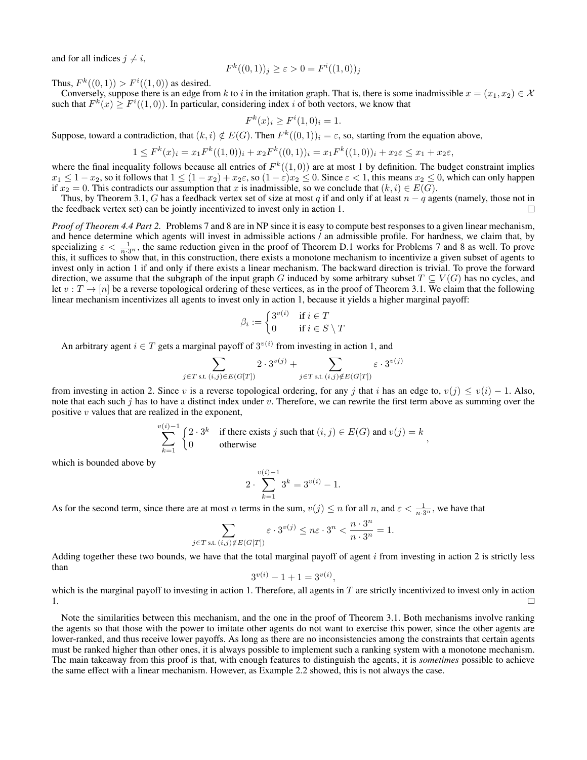and for all indices $j \neq i$,

$$F^k((0,1))_j \geq \varepsilon > 0 = F^i((1,0))_j$$

Thus, $F^k((0,1)) > F^i((1,0))$ as desired.

Conversely, suppose there is an edge from $k$ to $i$ in the imitation graph. That is, there is some inadmissible $x = (x_1, x_2) \in \mathcal{X}$ such that $F^k(x) \geq F^i((1,0))$. In particular, considering index $i$ of both vectors, we know that

$$F^k(x)_i \geq F^i(1,0)_i = 1.$$

Suppose, toward a contradiction, that $(k,i) \notin E(G)$. Then $F^k((0,1))_i = \varepsilon$, so, starting from the equation above,

$$1 \leq F^k(x)_i = x_1 F^k((1,0))_i + x_2 F^k((0,1))_i = x_1 F^k((1,0))_i + x_2\varepsilon \leq x_1 + x_2\varepsilon,$$

where the final inequality follows because all entries of $F^k((1,0))$ are at most 1 by definition. The budget constraint implies $x_1 \leq 1 - x_2$, so it follows that $1 \leq (1-x_2) + x_2\varepsilon$, so $(1-\varepsilon)x_2 \leq 0$. Since $\varepsilon < 1$, this means $x_2 \leq 0$, which can only happen if $x_2 = 0$. This contradicts our assumption that $x$ is inadmissible, so we conclude that $(k,i) \in E(G)$.

Thus, by Theorem 3.1, $G$ has a feedback vertex set of size at most $q$ if and only if at least $n-q$ agents (namely, those not in the feedback vertex set) can be jointly incentivized to invest only in action 1. □

*Proof of Theorem 4.4 Part 2.* Problems 7 and 8 are in NP since it is easy to compute best responses to a given linear mechanism, and hence determine which agents will invest in admissible actions / an admissible profile. For hardness, we claim that, by specializing $\varepsilon < \frac{1}{n \cdot 3^n}$, the same reduction given in the proof of Theorem D.1 works for Problems 7 and 8 as well. To prove this, it suffices to show that, in this construction, there exists a monotone mechanism to incentivize a given subset of agents to invest only in action 1 if and only if there exists a linear mechanism. The backward direction is trivial. To prove the forward direction, we assume that the subgraph of the input graph $G$ induced by some arbitrary subset $T \subseteq V(G)$ has no cycles, and let $v : T \to [n]$ be a reverse topological ordering of these vertices, as in the proof of Theorem 3.1. We claim that the following linear mechanism incentivizes all agents to invest only in action 1, because it yields a higher marginal payoff:

$$\beta_i := \begin{cases} 3^{v(i)} & \text{if } i \in T \\ 0 & \text{if } i \in S \setminus T \end{cases}$$

An arbitrary agent $i \in T$ gets a marginal payoff of $3^{v(i)}$ from investing in action 1, and

$$\sum_{j \in T \text{ s.t. } (i,j) \in E(G[T])} 2 \cdot 3^{v(j)} + \sum_{j \in T \text{ s.t. } (i,j) \notin E(G[T])} \varepsilon \cdot 3^{v(j)}$$

from investing in action 2. Since $v$ is a reverse topological ordering, for any $j$ that $i$ has an edge to, $v(j) \leq v(i) - 1$. Also, note that each such $j$ has to have a distinct index under $v$. Therefore, we can rewrite the first term above as summing over the positive $v$ values that are realized in the exponent,

$$\sum_{k=1}^{v(i)-1} \begin{cases} 2 \cdot 3^k & \text{if there exists } j \text{ such that } (i,j) \in E(G) \text{ and } v(j) = k \\ 0 & \text{otherwise} \end{cases},$$

which is bounded above by

$$2 \cdot \sum_{k=1}^{v(i)-1} 3^k = 3^{v(i)} - 1.$$

As for the second term, since there are at most $n$ terms in the sum, $v(j) \leq n$ for all $n$, and $\varepsilon < \frac{1}{n \cdot 3^n}$, we have that

$$\sum_{j \in T \text{ s.t. } (i,j) \notin E(G[T])} \varepsilon \cdot 3^{v(j)} \leq n\varepsilon \cdot 3^n < \frac{n \cdot 3^n}{n \cdot 3^n} = 1.$$

Adding together these two bounds, we have that the total marginal payoff of agent $i$ from investing in action 2 is strictly less than

$$3^{v(i)} - 1 + 1 = 3^{v(i)},$$

which is the marginal payoff to investing in action 1. Therefore, all agents in $T$ are strictly incentivized to invest only in action 1. □

Note the similarities between this mechanism, and the one in the proof of Theorem 3.1. Both mechanisms involve ranking the agents so that those with the power to imitate other agents do not want to exercise this power, since the other agents are lower-ranked, and thus receive lower payoffs. As long as there are no inconsistencies among the constraints that certain agents must be ranked higher than other ones, it is always possible to implement such a ranking system with a monotone mechanism. The main takeaway from this proof is that, with enough features to distinguish the agents, it is *sometimes* possible to achieve the same effect with a linear mechanism. However, as Example 2.2 showed, this is not always the case.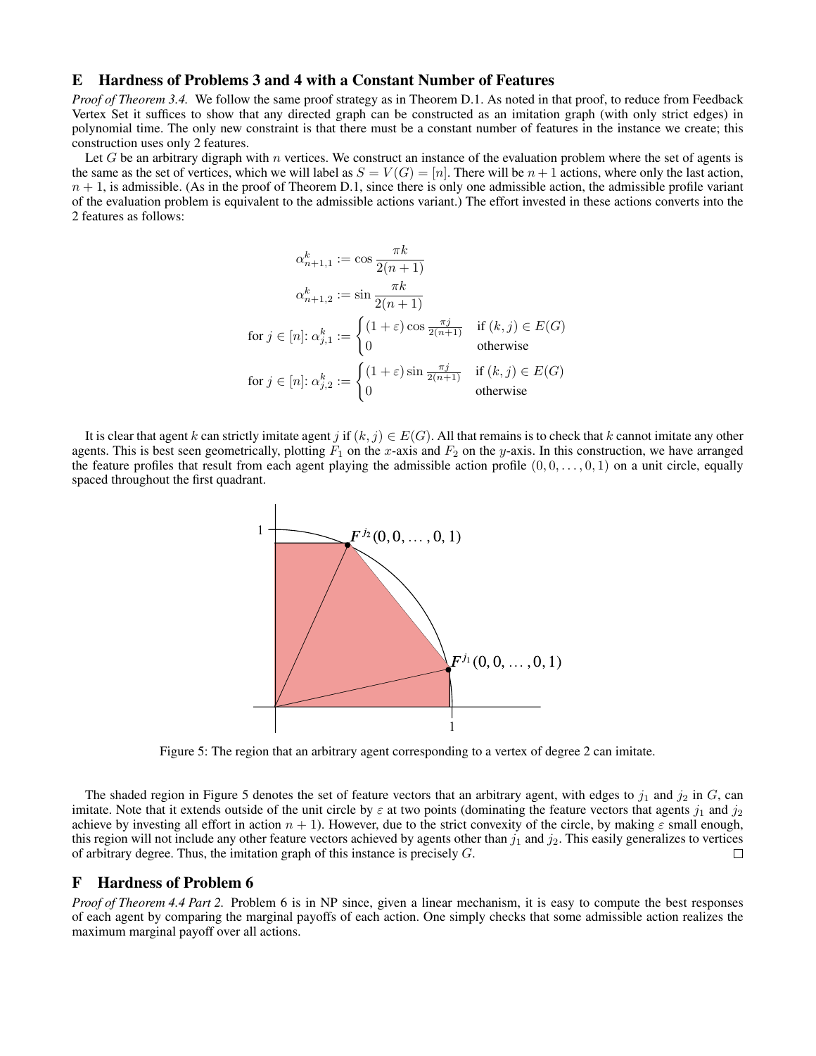## E Hardness of Problems 3 and 4 with a Constant Number of Features

*Proof of Theorem 3.4.* We follow the same proof strategy as in Theorem D.1. As noted in that proof, to reduce from Feedback Vertex Set it suffices to show that any directed graph can be constructed as an imitation graph (with only strict edges) in polynomial time. The only new constraint is that there must be a constant number of features in the instance we create; this construction uses only 2 features.

Let $G$ be an arbitrary digraph with $n$ vertices. We construct an instance of the evaluation problem where the set of agents is the same as the set of vertices, which we will label as $S = V(G) = [n]$. There will be $n+1$ actions, where only the last action, $n+1$, is admissible. (As in the proof of Theorem D.1, since there is only one admissible action, the admissible profile variant of the evaluation problem is equivalent to the admissible actions variant.) The effort invested in these actions converts into the 2 features as follows:

$$\alpha_{n+1,1}^{k} := \cos \frac{\pi k}{2(n+1)}$$

$$\alpha_{n+1,2}^{k} := \sin \frac{\pi k}{2(n+1)}$$

$$\text{for } j \in [n]\text{: } \alpha_{j,1}^{k} := \begin{cases} (1+\varepsilon) \cos \frac{\pi j}{2(n+1)} & \text{if } (k,j) \in E(G) \\ 0 & \text{otherwise} \end{cases}$$

$$\text{for } j \in [n]\text{: } \alpha_{j,2}^{k} := \begin{cases} (1+\varepsilon) \sin \frac{\pi j}{2(n+1)} & \text{if } (k,j) \in E(G) \\ 0 & \text{otherwise} \end{cases}$$

It is clear that agent $k$ can strictly imitate agent $j$ if $(k,j) \in E(G)$. All that remains is to check that $k$ cannot imitate any other agents. This is best seen geometrically, plotting $F_1$ on the $x$-axis and $F_2$ on the $y$-axis. In this construction, we have arranged the feature profiles that result from each agent playing the admissible action profile $(0,0,\ldots,0,1)$ on a unit circle, equally spaced throughout the first quadrant.

Figure 5: The region that an arbitrary agent corresponding to a vertex of degree 2 can imitate.

The shaded region in Figure 5 denotes the set of feature vectors that an arbitrary agent, with edges to $j_1$ and $j_2$ in $G$, can imitate. Note that it extends outside of the unit circle by $\varepsilon$ at two points (dominating the feature vectors that agents $j_1$ and $j_2$ achieve by investing all effort in action $n+1$). However, due to the strict convexity of the circle, by making $\varepsilon$ small enough, this region will not include any other feature vectors achieved by agents other than $j_1$ and $j_2$. This easily generalizes to vertices of arbitrary degree. Thus, the imitation graph of this instance is precisely $G$. □

## F Hardness of Problem 6

*Proof of Theorem 4.4 Part 2.* Problem 6 is in NP since, given a linear mechanism, it is easy to compute the best responses of each agent by comparing the marginal payoffs of each action. One simply checks that some admissible action realizes the maximum marginal payoff over all actions.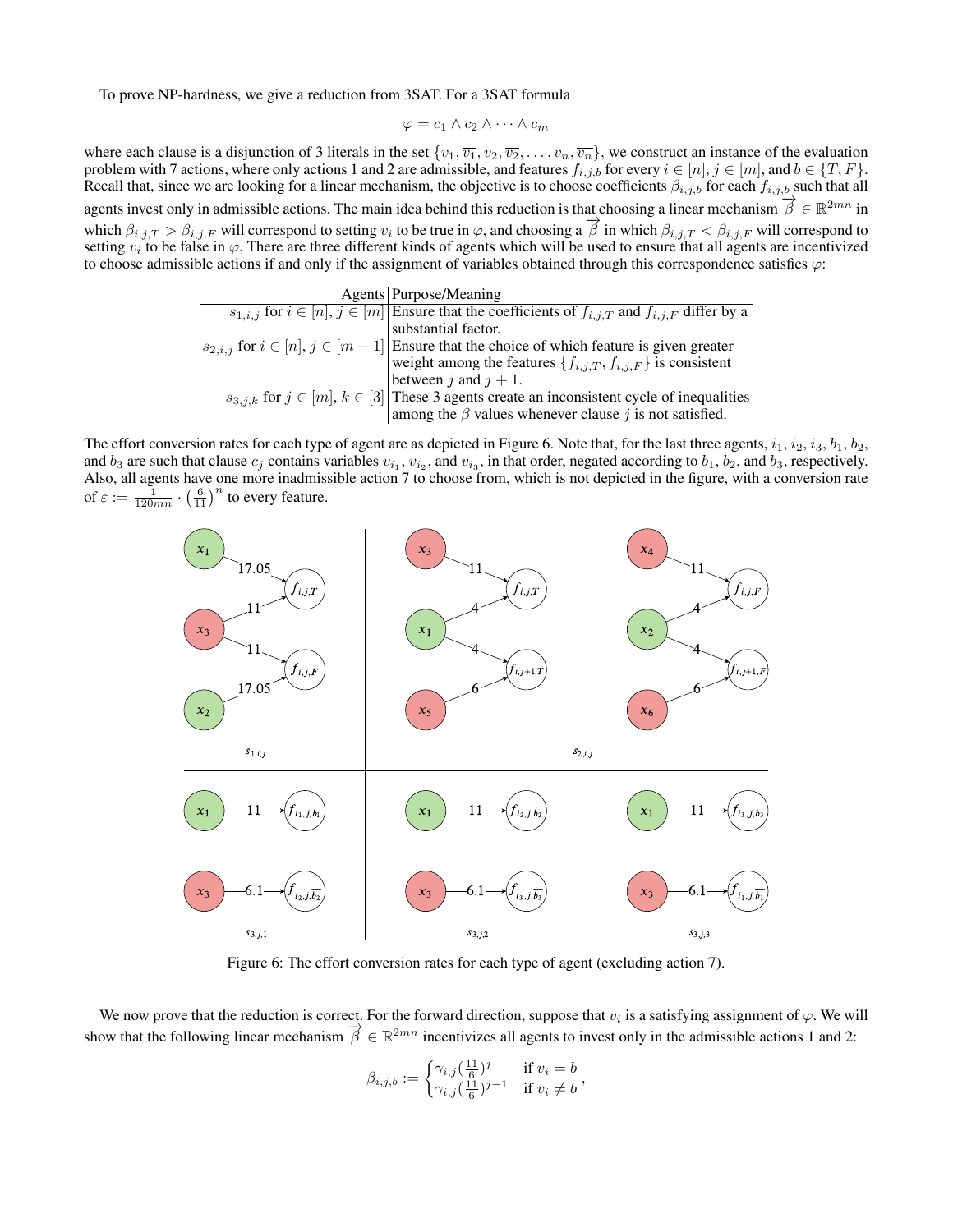To prove NP-hardness, we give a reduction from 3SAT. For a 3SAT formula

$$\varphi = c_1 \wedge c_2 \wedge \cdots \wedge c_m$$

where each clause is a disjunction of 3 literals in the set $\{v_1, \overline{v_1}, v_2, \overline{v_2}, \dots, v_n, \overline{v_n}\}$, we construct an instance of the evaluation problem with 7 actions, where only actions 1 and 2 are admissible, and features $f_{i,j,b}$ for every $i \in [n]$, $j \in [m]$, and $b \in \{T, F\}$. Recall that, since we are looking for a linear mechanism, the objective is to choose coefficients $\beta_{i,j,b}$ for each $f_{i,j,b}$ such that all agents invest only in admissible actions. The main idea behind this reduction is that choosing a linear mechanism $\overrightarrow{\beta} \in \mathbb{R}^{2mn}$ in which $\beta_{i,j,T} > \beta_{i,j,F}$ will correspond to setting $v_i$ to be true in $\varphi$, and choosing a $\overrightarrow{\beta}$ in which $\beta_{i,j,T} < \beta_{i,j,F}$ will correspond to setting $v_i$ to be false in $\varphi$. There are three different kinds of agents which will be used to ensure that all agents are incentivized to choose admissible actions if and only if the assignment of variables obtained through this correspondence satisfies $\varphi$:

| Agents | Purpose/Meaning |
|---|---|
| $s_{1,i,j}$ for $i \in [n], j \in [m]$ | Ensure that the coefficients of $f_{i,j,T}$ and $f_{i,j,F}$ differ by a substantial factor. |
| $s_{2,i,j}$ for $i \in [n], j \in [m-1]$ | Ensure that the choice of which feature is given greater weight among the features $\{f_{i,j,T}, f_{i,j,F}\}$ is consistent between $j$ and $j+1$. |
| $s_{3,j,k}$ for $j \in [m], k \in [3]$ | These 3 agents create an inconsistent cycle of inequalities among the $\beta$ values whenever clause $j$ is not satisfied. |

The effort conversion rates for each type of agent are as depicted in Figure 6. Note that, for the last three agents, $i_1$, $i_2$, $i_3$, $b_1$, $b_2$, and $b_3$ are such that clause $c_j$ contains variables $v_{i_1}$, $v_{i_2}$, and $v_{i_3}$, in that order, negated according to $b_1$, $b_2$, and $b_3$, respectively. Also, all agents have one more inadmissible action 7 to choose from, which is not depicted in the figure, with a conversion rate of $\varepsilon := \frac{1}{120mn} \cdot \left(\frac{6}{11}\right)^n$ to every feature.

Figure 6: The effort conversion rates for each type of agent (excluding action 7).

We now prove that the reduction is correct. For the forward direction, suppose that $v_i$ is a satisfying assignment of $\varphi$. We will show that the following linear mechanism $\overrightarrow{\beta} \in \mathbb{R}^{2mn}$ incentivizes all agents to invest only in the admissible actions 1 and 2:

$$\beta_{i,j,b} := \begin{cases} \gamma_{i,j}(\frac{11}{6})^j & \text{if } v_i = b \\ \gamma_{i,j}(\frac{11}{6})^{j-1} & \text{if } v_i \neq b \end{cases},$$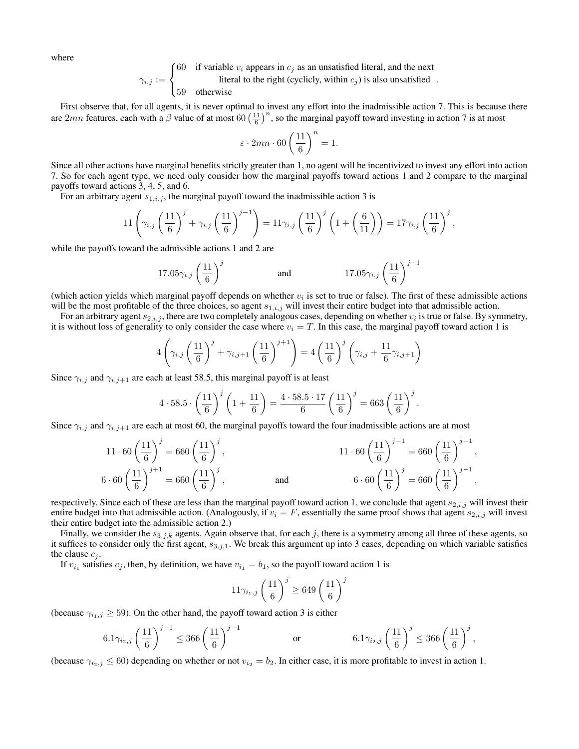where

$$\gamma_{i,j} := \begin{cases} 60 & \text{if variable } v_i \text{ appears in } c_j \text{ as an unsatisfied literal, and the next} \\ & \quad\quad\text{literal to the right (cyclicly, within } c_j\text{) is also unsatisfied} \\ 59 & \text{otherwise} \end{cases}.$$

First observe that, for all agents, it is never optimal to invest any effort into the inadmissible action 7. This is because there are $2mn$ features, each with a $\beta$ value of at most $60\left(\frac{11}{6}\right)^n$, so the marginal payoff toward investing in action 7 is at most

$$\varepsilon \cdot 2mn \cdot 60\left(\frac{11}{6}\right)^n = 1.$$

Since all other actions have marginal benefits strictly greater than 1, no agent will be incentivized to invest any effort into action 7. So for each agent type, we need only consider how the marginal payoffs toward actions 1 and 2 compare to the marginal payoffs toward actions 3, 4, 5, and 6.

For an arbitrary agent $s_{1,i,j}$, the marginal payoff toward the inadmissible action 3 is

$$11\left(\gamma_{i,j}\left(\frac{11}{6}\right)^j + \gamma_{i,j}\left(\frac{11}{6}\right)^{j-1}\right) = 11\gamma_{i,j}\left(\frac{11}{6}\right)^j\left(1+\left(\frac{6}{11}\right)\right) = 17\gamma_{i,j}\left(\frac{11}{6}\right)^j,$$

while the payoffs toward the admissible actions 1 and 2 are

$$17.05\gamma_{i,j}\left(\frac{11}{6}\right)^j \qquad\qquad \text{and} \qquad\qquad 17.05\gamma_{i,j}\left(\frac{11}{6}\right)^{j-1}$$

(which action yields which marginal payoff depends on whether $v_i$ is set to true or false). The first of these admissible actions will be the most profitable of the three choices, so agent $s_{1,i,j}$ will invest their entire budget into that admissible action.

For an arbitrary agent $s_{2,i,j}$, there are two completely analogous cases, depending on whether $v_i$ is true or false. By symmetry, it is without loss of generality to only consider the case where $v_i = T$. In this case, the marginal payoff toward action 1 is

$$4\left(\gamma_{i,j}\left(\frac{11}{6}\right)^j + \gamma_{i,j+1}\left(\frac{11}{6}\right)^{j+1}\right) = 4\left(\frac{11}{6}\right)^j\left(\gamma_{i,j} + \frac{11}{6}\gamma_{i,j+1}\right)$$

Since $\gamma_{i,j}$ and $\gamma_{i,j+1}$ are each at least 58.5, this marginal payoff is at least

$$4 \cdot 58.5 \cdot \left(\frac{11}{6}\right)^j\left(1+\frac{11}{6}\right) = \frac{4 \cdot 58.5 \cdot 17}{6}\left(\frac{11}{6}\right)^j = 663\left(\frac{11}{6}\right)^j.$$

Since $\gamma_{i,j}$ and $\gamma_{i,j+1}$ are each at most 60, the marginal payoffs toward the four inadmissible actions are at most

$$11 \cdot 60\left(\frac{11}{6}\right)^j = 660\left(\frac{11}{6}\right)^j, \qquad\qquad 11 \cdot 60\left(\frac{11}{6}\right)^{j-1} = 660\left(\frac{11}{6}\right)^{j-1},$$

$$6 \cdot 60\left(\frac{11}{6}\right)^{j+1} = 660\left(\frac{11}{6}\right)^j, \qquad \text{and} \qquad 6 \cdot 60\left(\frac{11}{6}\right)^j = 660\left(\frac{11}{6}\right)^{j-1},$$

respectively. Since each of these are less than the marginal payoff toward action 1, we conclude that agent $s_{2,i,j}$ will invest their entire budget into that admissible action. (Analogously, if $v_i = F$, essentially the same proof shows that agent $s_{2,i,j}$ will invest their entire budget into the admissible action 2.)

Finally, we consider the $s_{3,j,k}$ agents. Again observe that, for each $j$, there is a symmetry among all three of these agents, so it suffices to consider only the first agent, $s_{3,j,1}$. We break this argument up into 3 cases, depending on which variable satisfies the clause $c_j$.

If $v_{i_1}$ satisfies $c_j$, then, by definition, we have $v_{i_1} = b_1$, so the payoff toward action 1 is

$$11\gamma_{i_1,j}\left(\frac{11}{6}\right)^j \geq 649\left(\frac{11}{6}\right)^j$$

(because $\gamma_{i_1,j} \geq 59$). On the other hand, the payoff toward action 3 is either

$$6.1\gamma_{i_2,j}\left(\frac{11}{6}\right)^{j-1} \leq 366\left(\frac{11}{6}\right)^{j-1} \qquad\qquad \text{or} \qquad\qquad 6.1\gamma_{i_2,j}\left(\frac{11}{6}\right)^j \leq 366\left(\frac{11}{6}\right)^j,$$

(because $\gamma_{i_2,j} \leq 60$) depending on whether or not $v_{i_2} = b_2$. In either case, it is more profitable to invest in action 1.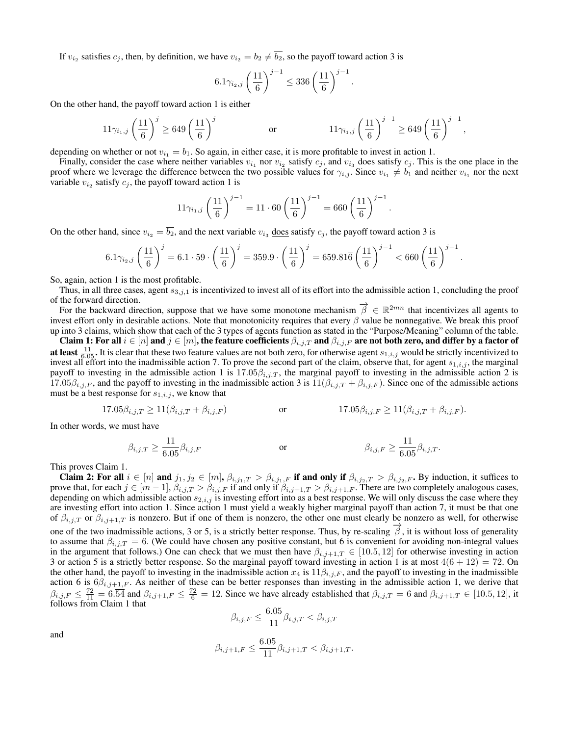If $v_{i_2}$ satisfies $c_j$, then, by definition, we have $v_{i_2} = b_2 \neq \overline{b_2}$, so the payoff toward action 3 is

$$6.1\gamma_{i_2,j}\left(\frac{11}{6}\right)^{j-1} \leq 336\left(\frac{11}{6}\right)^{j-1}.$$

On the other hand, the payoff toward action 1 is either

$$11\gamma_{i_1,j}\left(\frac{11}{6}\right)^{j} \geq 649\left(\frac{11}{6}\right)^{j} \qquad \text{or} \qquad 11\gamma_{i_1,j}\left(\frac{11}{6}\right)^{j-1} \geq 649\left(\frac{11}{6}\right)^{j-1},$$

depending on whether or not $v_{i_1} = b_1$. So again, in either case, it is more profitable to invest in action 1.

Finally, consider the case where neither variables $v_{i_1}$ nor $v_{i_2}$ satisfy $c_j$, and $v_{i_3}$ does satisfy $c_j$. This is the one place in the proof where we leverage the difference between the two possible values for $\gamma_{i,j}$. Since $v_{i_1} \neq b_1$ and neither $v_{i_1}$ nor the next variable $v_{i_2}$ satisfy $c_j$, the payoff toward action 1 is

$$11\gamma_{i_1,j}\left(\frac{11}{6}\right)^{j-1} = 11 \cdot 60\left(\frac{11}{6}\right)^{j-1} = 660\left(\frac{11}{6}\right)^{j-1}.$$

On the other hand, since $v_{i_2} = \overline{b_2}$, and the next variable $v_{i_3}$ <u>does</u> satisfy $c_j$, the payoff toward action 3 is

$$6.1\gamma_{i_2,j}\left(\frac{11}{6}\right)^{j} = 6.1 \cdot 59 \cdot \left(\frac{11}{6}\right)^{j} = 359.9 \cdot \left(\frac{11}{6}\right)^{j} = 659.81\overline{6}\left(\frac{11}{6}\right)^{j-1} < 660\left(\frac{11}{6}\right)^{j-1}.$$

So, again, action 1 is the most profitable.

Thus, in all three cases, agent $s_{3,j,1}$ is incentivized to invest all of its effort into the admissible action 1, concluding the proof of the forward direction.

For the backward direction, suppose that we have some monotone mechanism $\overrightarrow{\beta} \in \mathbb{R}^{2mn}$ that incentivizes all agents to invest effort only in desirable actions. Note that monotonicity requires that every $\beta$ value be nonnegative. We break this proof up into 3 claims, which show that each of the 3 types of agents function as stated in the "Purpose/Meaning" column of the table.

**Claim 1: For all $i \in [n]$ and $j \in [m]$, the feature coefficients $\beta_{i,j,T}$ and $\beta_{i,j,F}$ are not both zero, and differ by a factor of at least $\frac{11}{6.05}$.** It is clear that these two feature values are not both zero, for otherwise agent $s_{1,i,j}$ would be strictly incentivized to invest all effort into the inadmissible action 7. To prove the second part of the claim, observe that, for agent $s_{1,i,j}$, the marginal payoff to investing in the admissible action 1 is $17.05\beta_{i,j,T}$, the marginal payoff to investing in the admissible action 2 is $17.05\beta_{i,j,F}$, and the payoff to investing in the inadmissible action 3 is $11(\beta_{i,j,T} + \beta_{i,j,F})$. Since one of the admissible actions must be a best response for $s_{1,i,j}$, we know that

$$17.05\beta_{i,j,T} \geq 11(\beta_{i,j,T} + \beta_{i,j,F}) \qquad \text{or} \qquad 17.05\beta_{i,j,F} \geq 11(\beta_{i,j,T} + \beta_{i,j,F}).$$

In other words, we must have

$$\beta_{i,j,T} \geq \frac{11}{6.05}\beta_{i,j,F} \qquad \text{or} \qquad \beta_{i,j,F} \geq \frac{11}{6.05}\beta_{i,j,T}.$$

This proves Claim 1.

**Claim 2: For all $i \in [n]$ and $j_1, j_2 \in [m]$, $\beta_{i,j_1,T} > \beta_{i,j_1,F}$ if and only if $\beta_{i,j_2,T} > \beta_{i,j_2,F}$.** By induction, it suffices to prove that, for each $j \in [m-1]$, $\beta_{i,j,T} > \beta_{i,j,F}$ if and only if $\beta_{i,j+1,T} > \beta_{i,j+1,F}$. There are two completely analogous cases, depending on which admissible action $s_{2,i,j}$ is investing effort into as a best response. We will only discuss the case where they are investing effort into action 1. Since action 1 must yield a weakly higher marginal payoff than action 7, it must be that one of $\beta_{i,j,T}$ or $\beta_{i,j+1,T}$ is nonzero. But if one of them is nonzero, the other one must clearly be nonzero as well, for otherwise one of the two inadmissible actions, 3 or 5, is a strictly better response. Thus, by re-scaling $\overrightarrow{\beta}$, it is without loss of generality to assume that $\beta_{i,j,T} = 6$. (We could have chosen any positive constant, but 6 is convenient for avoiding non-integral values in the argument that follows.) One can check that we must then have $\beta_{i,j+1,T} \in [10.5, 12]$ for otherwise investing in action 3 or action 5 is a strictly better response. So the marginal payoff toward investing in action 1 is at most $4(6 + 12) = 72$. On the other hand, the payoff to investing in the inadmissible action $x_4$ is $11\beta_{i,j,F}$, and the payoff to investing in the inadmissible action 6 is $6\beta_{i,j+1,F}$. As neither of these can be better responses than investing in the admissible action 1, we derive that $\beta_{i,j,F} \leq \frac{72}{11} = 6.\overline{54}$ and $\beta_{i,j+1,F} \leq \frac{72}{6} = 12$. Since we have already established that $\beta_{i,j,T} = 6$ and $\beta_{i,j+1,T} \in [10.5, 12]$, it follows from Claim 1 that

$$\beta_{i,j,F} \leq \frac{6.05}{11}\beta_{i,j,T} < \beta_{i,j,T}$$

and

$$\beta_{i,j+1,F} \leq \frac{6.05}{11}\beta_{i,j+1,T} < \beta_{i,j+1,T}.$$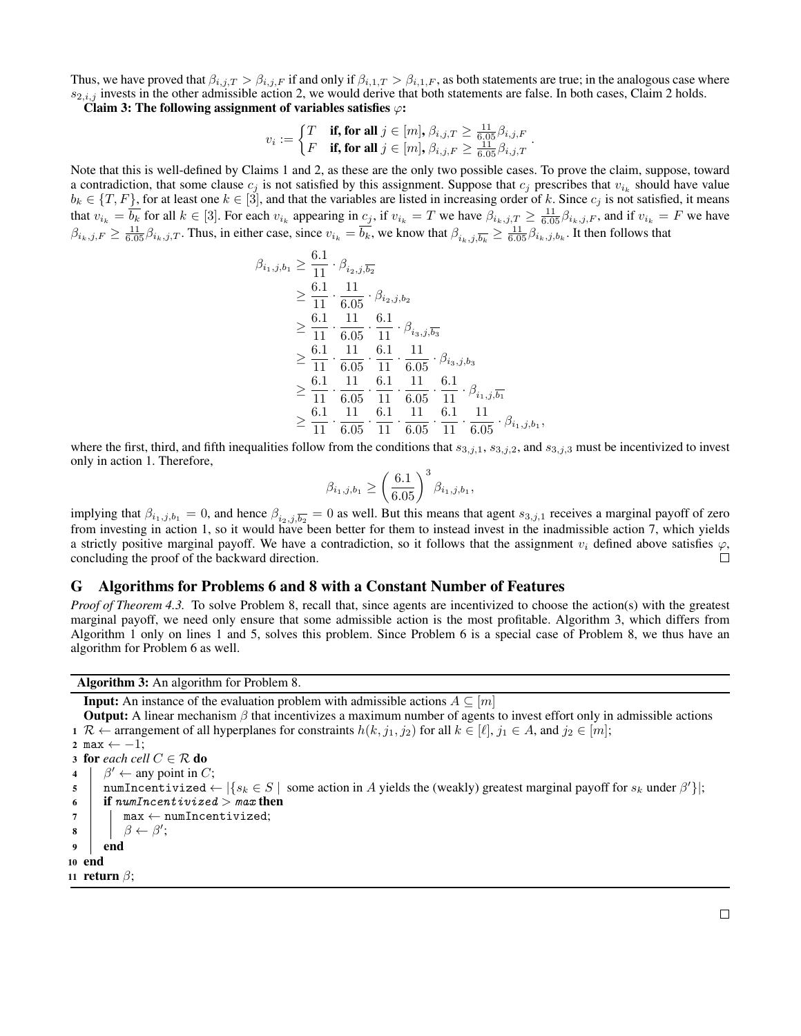Thus, we have proved that $\beta_{i,j,T} > \beta_{i,j,F}$ if and only if $\beta_{i,1,T} > \beta_{i,1,F}$, as both statements are true; in the analogous case where $s_{2,i,j}$ invests in the other admissible action 2, we would derive that both statements are false. In both cases, Claim 2 holds.

**Claim 3: The following assignment of variables satisfies $\varphi$:**

$$v_i := \begin{cases} T & \textbf{if, for all } j \in [m], \beta_{i,j,T} \geq \frac{11}{6.05}\beta_{i,j,F} \\ F & \textbf{if, for all } j \in [m], \beta_{i,j,F} \geq \frac{11}{6.05}\beta_{i,j,T} \end{cases}.$$

Note that this is well-defined by Claims 1 and 2, as these are the only two possible cases. To prove the claim, suppose, toward a contradiction, that some clause $c_j$ is not satisfied by this assignment. Suppose that $c_j$ prescribes that $v_{i_k}$ should have value $b_k \in \{T, F\}$, for at least one $k \in [3]$, and that the variables are listed in increasing order of $k$. Since $c_j$ is not satisfied, it means that $v_{i_k} = \overline{b_k}$ for all $k \in [3]$. For each $v_{i_k}$ appearing in $c_j$, if $v_{i_k} = T$ we have $\beta_{i_k,j,T} \geq \frac{11}{6.05}\beta_{i_k,j,F}$, and if $v_{i_k} = F$ we have $\beta_{i_k,j,F} \geq \frac{11}{6.05}\beta_{i_k,j,T}$. Thus, in either case, since $v_{i_k} = \overline{b_k}$, we know that $\beta_{i_k,j,\overline{b_k}} \geq \frac{11}{6.05}\beta_{i_k,j,b_k}$. It then follows that

$$\begin{aligned}
\beta_{i_1,j,b_1} &\geq \frac{6.1}{11} \cdot \beta_{i_2,j,\overline{b_2}} \\
&\geq \frac{6.1}{11} \cdot \frac{11}{6.05} \cdot \beta_{i_2,j,b_2} \\
&\geq \frac{6.1}{11} \cdot \frac{11}{6.05} \cdot \frac{6.1}{11} \cdot \beta_{i_3,j,\overline{b_3}} \\
&\geq \frac{6.1}{11} \cdot \frac{11}{6.05} \cdot \frac{6.1}{11} \cdot \frac{11}{6.05} \cdot \beta_{i_3,j,b_3} \\
&\geq \frac{6.1}{11} \cdot \frac{11}{6.05} \cdot \frac{6.1}{11} \cdot \frac{11}{6.05} \cdot \frac{6.1}{11} \cdot \beta_{i_1,j,\overline{b_1}} \\
&\geq \frac{6.1}{11} \cdot \frac{11}{6.05} \cdot \frac{6.1}{11} \cdot \frac{11}{6.05} \cdot \frac{6.1}{11} \cdot \frac{11}{6.05} \cdot \beta_{i_1,j,b_1},
\end{aligned}$$

where the first, third, and fifth inequalities follow from the conditions that $s_{3,j,1}$, $s_{3,j,2}$, and $s_{3,j,3}$ must be incentivized to invest only in action 1. Therefore,

$$\beta_{i_1,j,b_1} \geq \left(\frac{6.1}{6.05}\right)^3 \beta_{i_1,j,b_1},$$

implying that $\beta_{i_1,j,b_1} = 0$, and hence $\beta_{i_2,j,\overline{b_2}} = 0$ as well. But this means that agent $s_{3,j,1}$ receives a marginal payoff of zero from investing in action 1, so it would have been better for them to instead invest in the inadmissible action 7, which yields a strictly positive marginal payoff. We have a contradiction, so it follows that the assignment $v_i$ defined above satisfies $\varphi$, concluding the proof of the backward direction. □

# G Algorithms for Problems 6 and 8 with a Constant Number of Features

*Proof of Theorem 4.3.* To solve Problem 8, recall that, since agents are incentivized to choose the action(s) with the greatest marginal payoff, we need only ensure that some admissible action is the most profitable. Algorithm 3, which differs from Algorithm 1 only on lines 1 and 5, solves this problem. Since Problem 6 is a special case of Problem 8, we thus have an algorithm for Problem 6 as well.

**Algorithm 3:** An algorithm for Problem 8.

**Input:** An instance of the evaluation problem with admissible actions $A \subseteq [m]$

**Output:** A linear mechanism $\beta$ that incentivizes a maximum number of agents to invest effort only in admissible actions

```
1  R ← arrangement of all hyperplanes for constraints h(k, j1, j2) for all k ∈ [ℓ], j1 ∈ A, and j2 ∈ [m];
2  max ← −1;
3  for each cell C ∈ R do
4      β' ← any point in C;
5      numIncentivized ← |{s_k ∈ S | some action in A yields the (weakly) greatest marginal payoff for s_k under β'}|;
6      if numIncentivized > max then
7          max ← numIncentivized;
8          β ← β';
9      end
10 end
11 return β;
```

□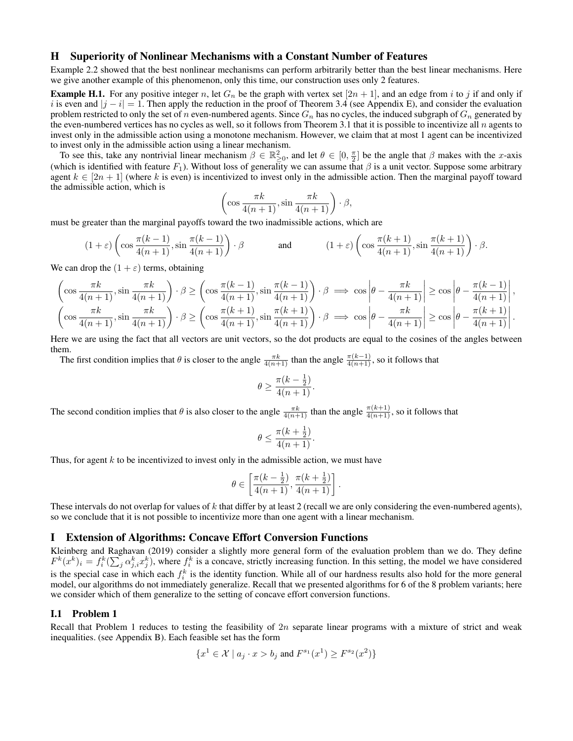## H Superiority of Nonlinear Mechanisms with a Constant Number of Features

Example 2.2 showed that the best nonlinear mechanisms can perform arbitrarily better than the best linear mechanisms. Here we give another example of this phenomenon, only this time, our construction uses only 2 features.

**Example H.1.** For any positive integer $n$, let $G_n$ be the graph with vertex set $[2n+1]$, and an edge from $i$ to $j$ if and only if $i$ is even and $|j-i|=1$. Then apply the reduction in the proof of Theorem 3.4 (see Appendix E), and consider the evaluation problem restricted to only the set of $n$ even-numbered agents. Since $G_n$ has no cycles, the induced subgraph of $G_n$ generated by the even-numbered vertices has no cycles as well, so it follows from Theorem 3.1 that it is possible to incentivize all $n$ agents to invest only in the admissible action using a monotone mechanism. However, we claim that at most 1 agent can be incentivized to invest only in the admissible action using a linear mechanism.

To see this, take any nontrivial linear mechanism $\beta \in \mathbb{R}^2_{\geq 0}$, and let $\theta \in [0, \frac{\pi}{2}]$ be the angle that $\beta$ makes with the $x$-axis (which is identified with feature $F_1$). Without loss of generality we can assume that $\beta$ is a unit vector. Suppose some arbitrary agent $k \in [2n+1]$ (where $k$ is even) is incentivized to invest only in the admissible action. Then the marginal payoff toward the admissible action, which is

$$\left(\cos\frac{\pi k}{4(n+1)}, \sin\frac{\pi k}{4(n+1)}\right)\cdot\beta,$$

must be greater than the marginal payoffs toward the two inadmissible actions, which are

$$(1+\varepsilon)\left(\cos\frac{\pi(k-1)}{4(n+1)}, \sin\frac{\pi(k-1)}{4(n+1)}\right)\cdot\beta \qquad \text{and} \qquad (1+\varepsilon)\left(\cos\frac{\pi(k+1)}{4(n+1)}, \sin\frac{\pi(k+1)}{4(n+1)}\right)\cdot\beta.$$

We can drop the $(1+\varepsilon)$ terms, obtaining

$$\left(\cos\frac{\pi k}{4(n+1)}, \sin\frac{\pi k}{4(n+1)}\right)\cdot\beta \geq \left(\cos\frac{\pi(k-1)}{4(n+1)}, \sin\frac{\pi(k-1)}{4(n+1)}\right)\cdot\beta \implies \cos\left|\theta - \frac{\pi k}{4(n+1)}\right| \geq \cos\left|\theta - \frac{\pi(k-1)}{4(n+1)}\right|,$$

$$\left(\cos\frac{\pi k}{4(n+1)}, \sin\frac{\pi k}{4(n+1)}\right)\cdot\beta \geq \left(\cos\frac{\pi(k+1)}{4(n+1)}, \sin\frac{\pi(k+1)}{4(n+1)}\right)\cdot\beta \implies \cos\left|\theta - \frac{\pi k}{4(n+1)}\right| \geq \cos\left|\theta - \frac{\pi(k+1)}{4(n+1)}\right|.$$

Here we are using the fact that all vectors are unit vectors, so the dot products are equal to the cosines of the angles between them.

The first condition implies that $\theta$ is closer to the angle $\frac{\pi k}{4(n+1)}$ than the angle $\frac{\pi(k-1)}{4(n+1)}$, so it follows that

$$\theta \geq \frac{\pi(k-\frac{1}{2})}{4(n+1)}.$$

The second condition implies that $\theta$ is also closer to the angle $\frac{\pi k}{4(n+1)}$ than the angle $\frac{\pi(k+1)}{4(n+1)}$, so it follows that

$$\theta \leq \frac{\pi(k+\frac{1}{2})}{4(n+1)}.$$

Thus, for agent $k$ to be incentivized to invest only in the admissible action, we must have

$$\theta \in \left[\frac{\pi(k-\frac{1}{2})}{4(n+1)}, \frac{\pi(k+\frac{1}{2})}{4(n+1)}\right].$$

These intervals do not overlap for values of $k$ that differ by at least 2 (recall we are only considering the even-numbered agents), so we conclude that it is not possible to incentivize more than one agent with a linear mechanism.

## I Extension of Algorithms: Concave Effort Conversion Functions

Kleinberg and Raghavan (2019) consider a slightly more general form of the evaluation problem than we do. They define $F^k(x^k)_i = f_i^k(\sum_j \alpha_{j,i}^k x_j^k)$, where $f_i^k$ is a concave, strictly increasing function. In this setting, the model we have considered is the special case in which each $f_i^k$ is the identity function. While all of our hardness results also hold for the more general model, our algorithms do not immediately generalize. Recall that we presented algorithms for 6 of the 8 problem variants; here we consider which of them generalize to the setting of concave effort conversion functions.

### I.1 Problem 1

Recall that Problem 1 reduces to testing the feasibility of $2n$ separate linear programs with a mixture of strict and weak inequalities. (see Appendix B). Each feasible set has the form

$$\{x^1 \in \mathcal{X} \mid a_j \cdot x > b_j \text{ and } F^{s_1}(x^1) \geq F^{s_2}(x^2)\}$$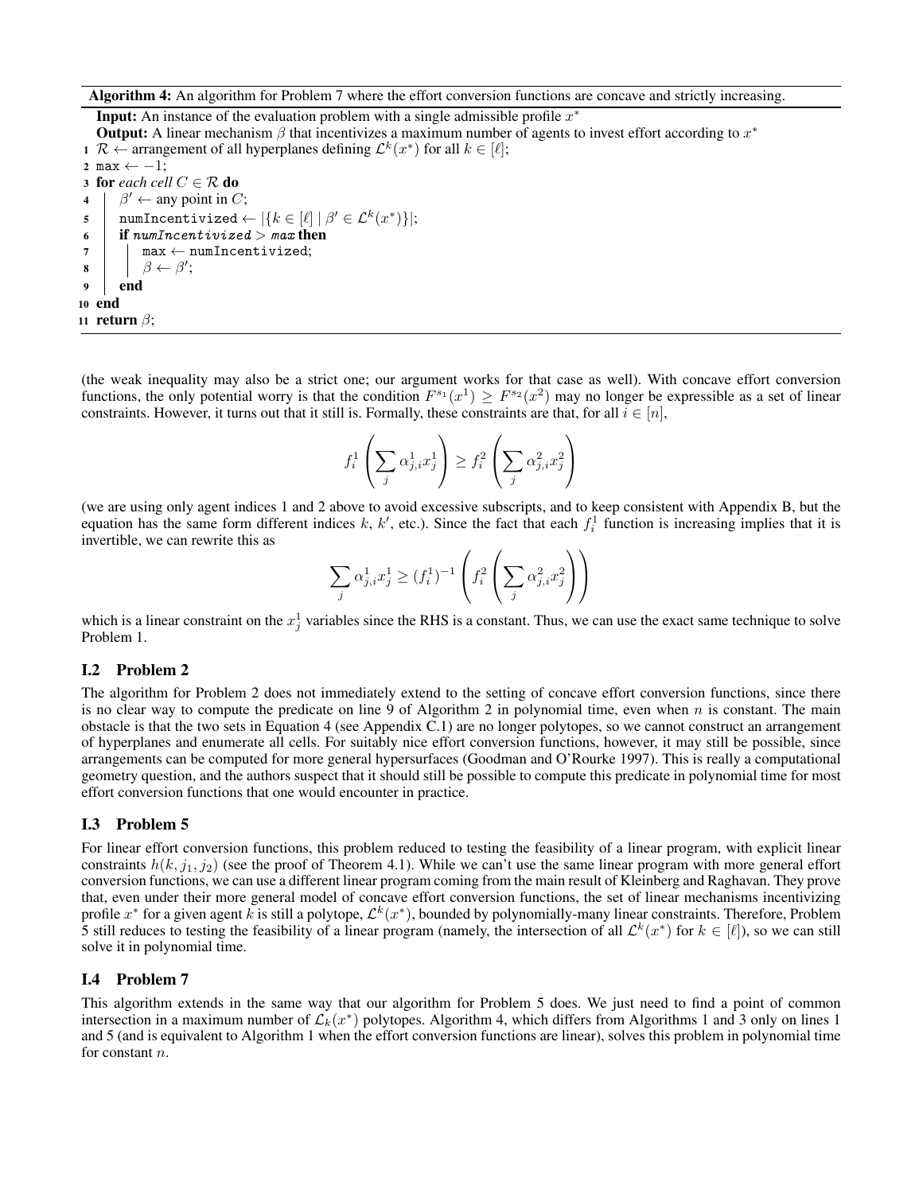**Algorithm 4:** An algorithm for Problem 7 where the effort conversion functions are concave and strictly increasing.

```
Input: An instance of the evaluation problem with a single admissible profile x*
Output: A linear mechanism β that incentivizes a maximum number of agents to invest effort according to x*
1  R ← arrangement of all hyperplanes defining L^k(x*) for all k ∈ [ℓ];
2  max ← −1;
3  for each cell C ∈ R do
4  |   β′ ← any point in C;
5  |   numIncentivized ← |{k ∈ [ℓ] | β′ ∈ L^k(x*)}|;
6  |   if numIncentivized > max then
7  |   |   max ← numIncentivized;
8  |   |   β ← β′;
9  |   end
10 end
11 return β;
```

(the weak inequality may also be a strict one; our argument works for that case as well). With concave effort conversion functions, the only potential worry is that the condition $F^{s_1}(x^1) \geq F^{s_2}(x^2)$ may no longer be expressible as a set of linear constraints. However, it turns out that it still is. Formally, these constraints are that, for all $i \in [n]$,

$$f_i^1\left(\sum_j \alpha_{j,i}^1 x_j^1\right) \geq f_i^2\left(\sum_j \alpha_{j,i}^2 x_j^2\right)$$

(we are using only agent indices 1 and 2 above to avoid excessive subscripts, and to keep consistent with Appendix B, but the equation has the same form different indices $k$, $k'$, etc.). Since the fact that each $f_i^1$ function is increasing implies that it is invertible, we can rewrite this as

$$\sum_j \alpha_{j,i}^1 x_j^1 \geq (f_i^1)^{-1}\left(f_i^2\left(\sum_j \alpha_{j,i}^2 x_j^2\right)\right)$$

which is a linear constraint on the $x_j^1$ variables since the RHS is a constant. Thus, we can use the exact same technique to solve Problem 1.

## I.2 Problem 2

The algorithm for Problem 2 does not immediately extend to the setting of concave effort conversion functions, since there is no clear way to compute the predicate on line 9 of Algorithm 2 in polynomial time, even when $n$ is constant. The main obstacle is that the two sets in Equation 4 (see Appendix C.1) are no longer polytopes, so we cannot construct an arrangement of hyperplanes and enumerate all cells. For suitably nice effort conversion functions, however, it may still be possible, since arrangements can be computed for more general hypersurfaces (Goodman and O'Rourke 1997). This is really a computational geometry question, and the authors suspect that it should still be possible to compute this predicate in polynomial time for most effort conversion functions that one would encounter in practice.

## I.3 Problem 5

For linear effort conversion functions, this problem reduced to testing the feasibility of a linear program, with explicit linear constraints $h(k, j_1, j_2)$ (see the proof of Theorem 4.1). While we can't use the same linear program with more general effort conversion functions, we can use a different linear program coming from the main result of Kleinberg and Raghavan. They prove that, even under their more general model of concave effort conversion functions, the set of linear mechanisms incentivizing profile $x^*$ for a given agent $k$ is still a polytope, $\mathcal{L}^k(x^*)$, bounded by polynomially-many linear constraints. Therefore, Problem 5 still reduces to testing the feasibility of a linear program (namely, the intersection of all $\mathcal{L}^k(x^*)$ for $k \in [\ell]$), so we can still solve it in polynomial time.

## I.4 Problem 7

This algorithm extends in the same way that our algorithm for Problem 5 does. We just need to find a point of common intersection in a maximum number of $\mathcal{L}_k(x^*)$ polytopes. Algorithm 4, which differs from Algorithms 1 and 3 only on lines 1 and 5 (and is equivalent to Algorithm 1 when the effort conversion functions are linear), solves this problem in polynomial time for constant $n$.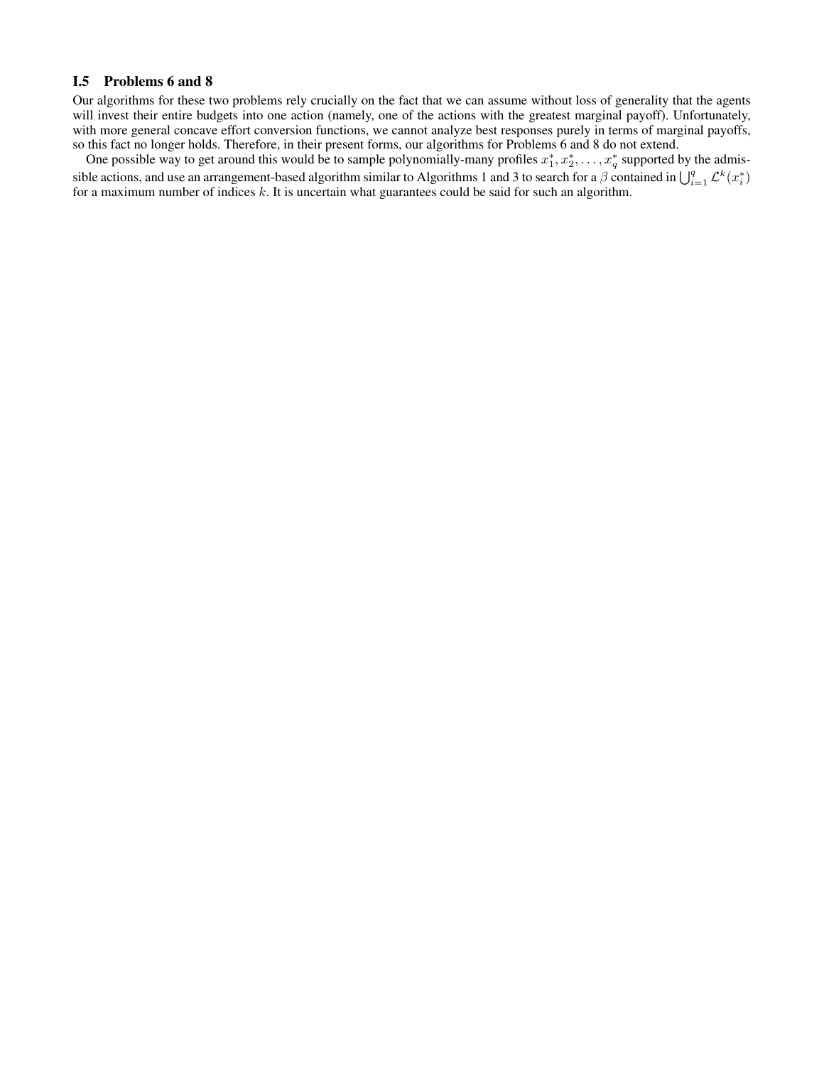### I.5 Problems 6 and 8

Our algorithms for these two problems rely crucially on the fact that we can assume without loss of generality that the agents will invest their entire budgets into one action (namely, one of the actions with the greatest marginal payoff). Unfortunately, with more general concave effort conversion functions, we cannot analyze best responses purely in terms of marginal payoffs, so this fact no longer holds. Therefore, in their present forms, our algorithms for Problems 6 and 8 do not extend.

One possible way to get around this would be to sample polynomially-many profiles $x_1^*, x_2^*, \ldots, x_q^*$ supported by the admissible actions, and use an arrangement-based algorithm similar to Algorithms 1 and 3 to search for a $\beta$ contained in $\bigcup_{i=1}^{q} \mathcal{L}^k(x_i^*)$ for a maximum number of indices $k$. It is uncertain what guarantees could be said for such an algorithm.